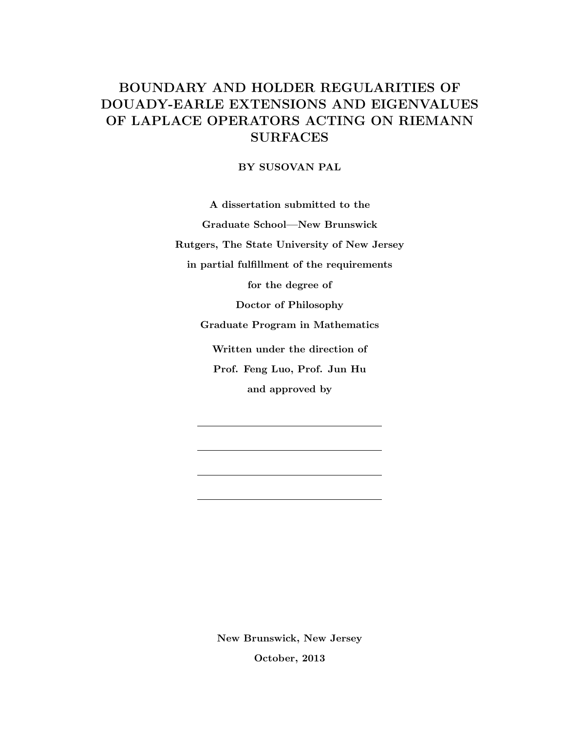# BOUNDARY AND HOLDER REGULARITIES OF DOUADY-EARLE EXTENSIONS AND EIGENVALUES OF LAPLACE OPERATORS ACTING ON RIEMANN SURFACES

**BY SUSOVAN PAL**

**A dissertation submitted to the**

**Graduate School—New Brunswick**

**Rutgers, The State University of New Jersey**

**in partial fulfillment of the requirements**

**for the degree of**

**Doctor of Philosophy**

**Graduate Program in Mathematics**

**Written under the direction of**

**Prof. Feng Luo, Prof. Jun Hu**

**and approved by**

\_\_\_\_\_\_\_\_\_\_\_\_\_\_\_\_\_\_\_\_\_\_\_\_\_\_\_\_\_\_

\_\_\_\_\_\_\_\_\_\_\_\_\_\_\_\_\_\_\_\_\_\_\_\_\_\_\_\_\_\_

\_\_\_\_\_\_\_\_\_\_\_\_\_\_\_\_\_\_\_\_\_\_\_\_\_\_\_\_\_\_

\_\_\_\_\_\_\_\_\_\_\_\_\_\_\_\_\_\_\_\_\_\_\_\_\_\_\_\_\_\_

**New Brunswick, New Jersey**

**October, 2013**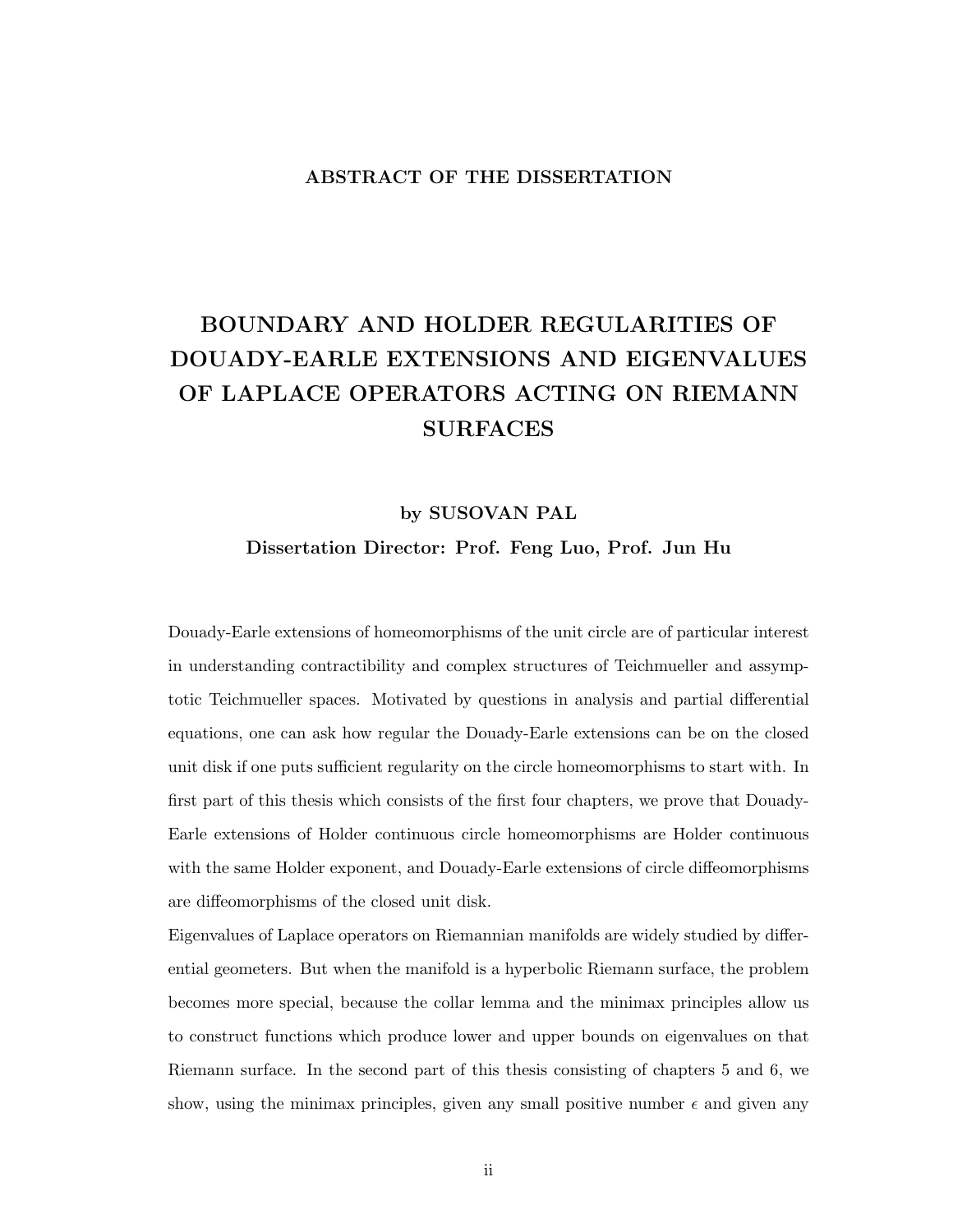**ABSTRACT OF THE DISSERTATION**

# BOUNDARY AND HOLDER REGULARITIES OF DOUADY-EARLE EXTENSIONS AND EIGENVALUES OF LAPLACE OPERATORS ACTING ON RIEMANN SURFACES

**by SUSOVAN PAL**

**Dissertation Director: Prof. Feng Luo, Prof. Jun Hu**

Douady-Earle extensions of homeomorphisms of the unit circle are of particular interest in understanding contractibility and complex structures of Teichmueller and assymptotic Teichmueller spaces. Motivated by questions in analysis and partial differential equations, one can ask how regular the Douady-Earle extensions can be on the closed unit disk if one puts sufficient regularity on the circle homeomorphisms to start with. In first part of this thesis which consists of the first four chapters, we prove that Douady-Earle extensions of Holder continuous circle homeomorphisms are Holder continuous with the same Holder exponent, and Douady-Earle extensions of circle diffeomorphisms are diffeomorphisms of the closed unit disk.

Eigenvalues of Laplace operators on Riemannian manifolds are widely studied by differential geometers. But when the manifold is a hyperbolic Riemann surface, the problem becomes more special, because the collar lemma and the minimax principles allow us to construct functions which produce lower and upper bounds on eigenvalues on that Riemann surface. In the second part of this thesis consisting of chapters 5 and 6, we show, using the minimax principles, given any small positive number $\epsilon$ and given any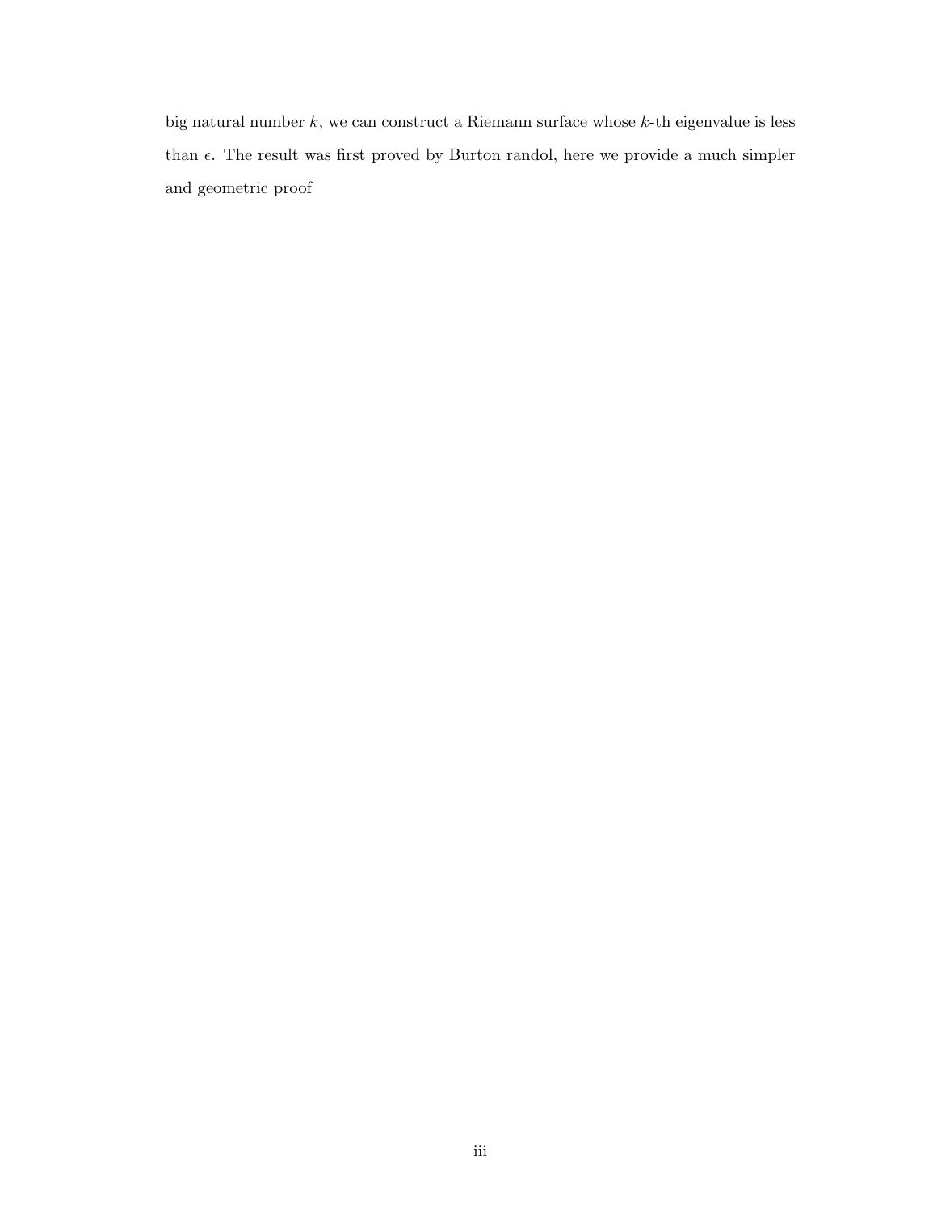big natural number $k$, we can construct a Riemann surface whose $k$-th eigenvalue is less than $\epsilon$. The result was first proved by Burton randol, here we provide a much simpler and geometric proof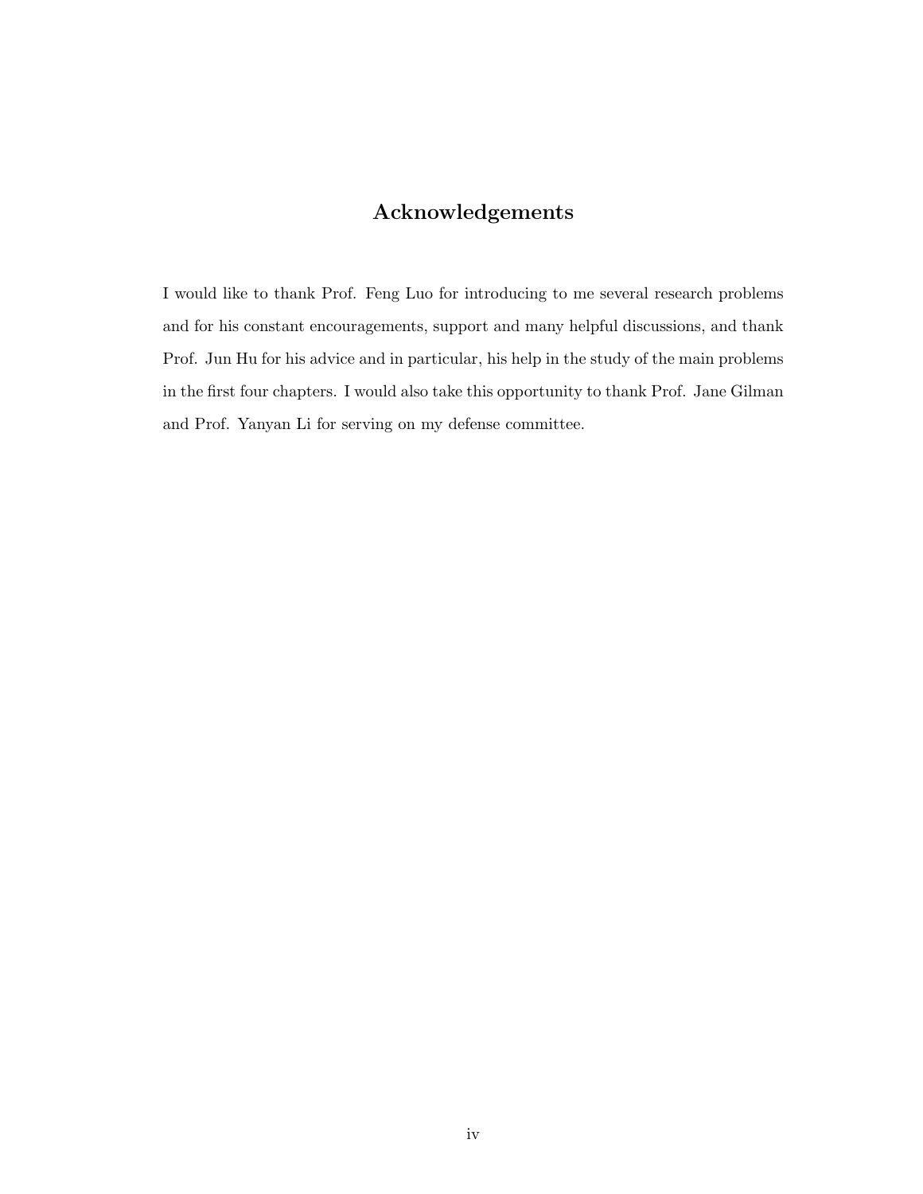# Acknowledgements

I would like to thank Prof. Feng Luo for introducing to me several research problems and for his constant encouragements, support and many helpful discussions, and thank Prof. Jun Hu for his advice and in particular, his help in the study of the main problems in the first four chapters. I would also take this opportunity to thank Prof. Jane Gilman and Prof. Yanyan Li for serving on my defense committee.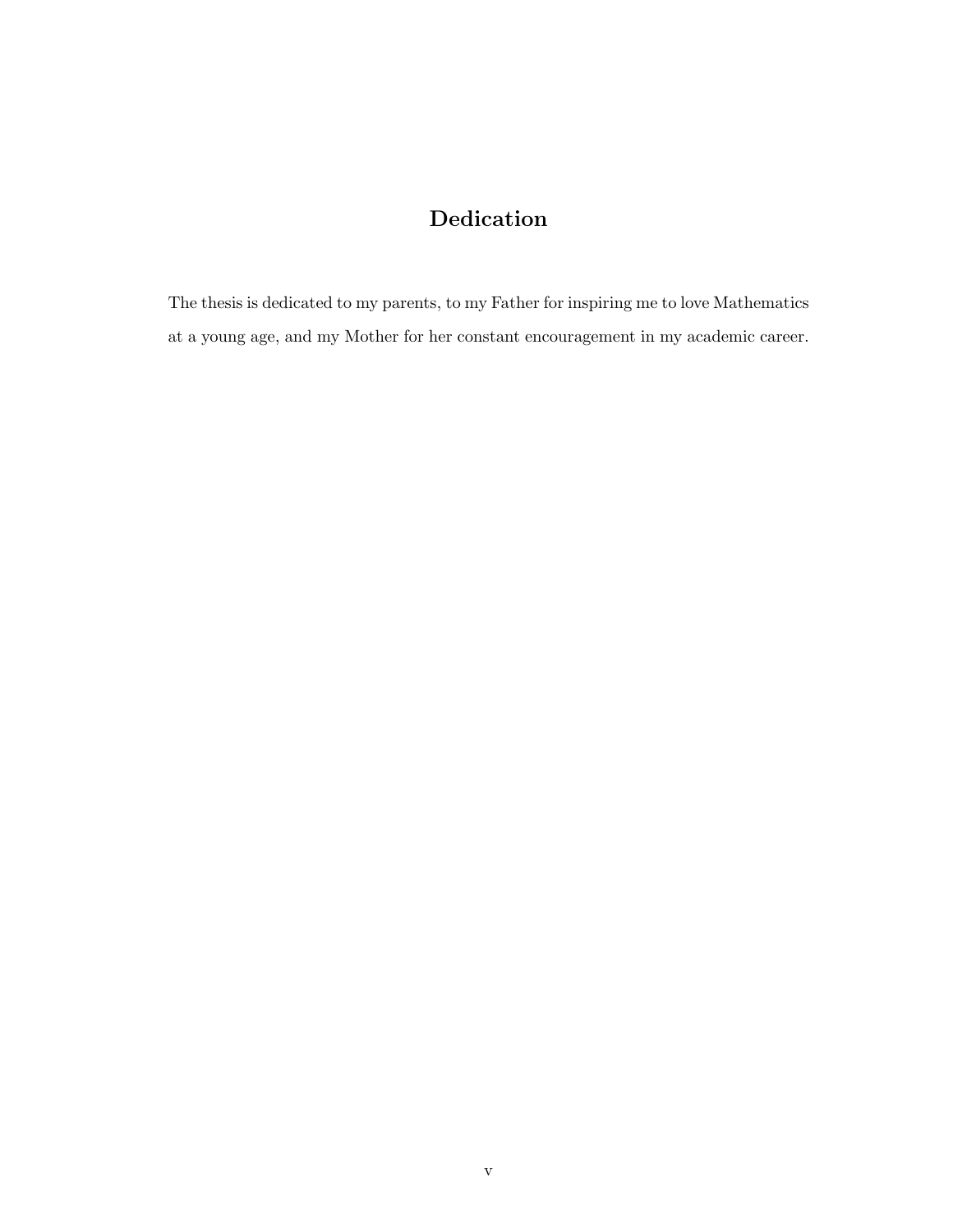# Dedication

The thesis is dedicated to my parents, to my Father for inspiring me to love Mathematics at a young age, and my Mother for her constant encouragement in my academic career.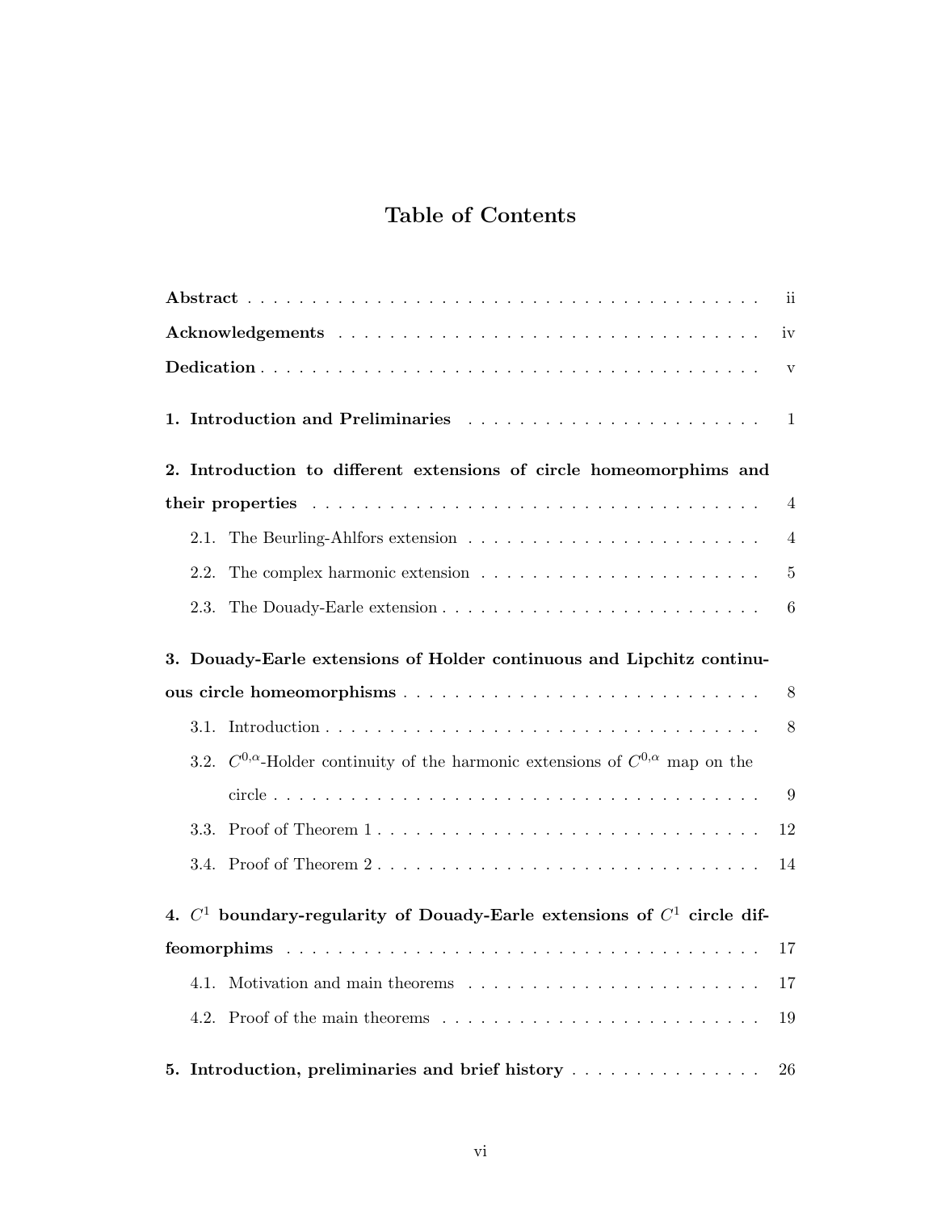# Table of Contents

**Abstract** . . . . . . . . . . . . . . . . . . . . . . . . . . . . . . . . . . . . . . . . . . . . ii

**Acknowledgements** . . . . . . . . . . . . . . . . . . . . . . . . . . . . . . . . . . . . . iv

**Dedication** . . . . . . . . . . . . . . . . . . . . . . . . . . . . . . . . . . . . . . . . . . v

**1. Introduction and Preliminaries** . . . . . . . . . . . . . . . . . . . . . . . . 1

**2. Introduction to different extensions of circle homeomorphims and their properties** . . . . . . . . . . . . . . . . . . . . . . . . . . . . . . . . . . . . . . 4

- 2.1. The Beurling-Ahlfors extension . . . . . . . . . . . . . . . . . . . . . . . . 4
- 2.2. The complex harmonic extension . . . . . . . . . . . . . . . . . . . . . . . 5
- 2.3. The Douady-Earle extension . . . . . . . . . . . . . . . . . . . . . . . . . . 6

**3. Douady-Earle extensions of Holder continuous and Lipchitz continuous circle homeomorphisms** . . . . . . . . . . . . . . . . . . . . . . . . . . . . . 8

- 3.1. Introduction . . . . . . . . . . . . . . . . . . . . . . . . . . . . . . . . . . . . 8
- 3.2. $C^{0,\alpha}$-Holder continuity of the harmonic extensions of $C^{0,\alpha}$ map on the circle . . . . . . . . . . . . . . . . . . . . . . . . . . . . . . . . . . . . . . . . . 9
- 3.3. Proof of Theorem 1 . . . . . . . . . . . . . . . . . . . . . . . . . . . . . . . 12
- 3.4. Proof of Theorem 2 . . . . . . . . . . . . . . . . . . . . . . . . . . . . . . . 14

**4. $C^1$ boundary-regularity of Douady-Earle extensions of $C^1$ circle diffeomorphims** . . . . . . . . . . . . . . . . . . . . . . . . . . . . . . . . . . . . . 17

- 4.1. Motivation and main theorems . . . . . . . . . . . . . . . . . . . . . . . . 17
- 4.2. Proof of the main theorems . . . . . . . . . . . . . . . . . . . . . . . . . . 19

**5. Introduction, preliminaries and brief history** . . . . . . . . . . . . . . . . 26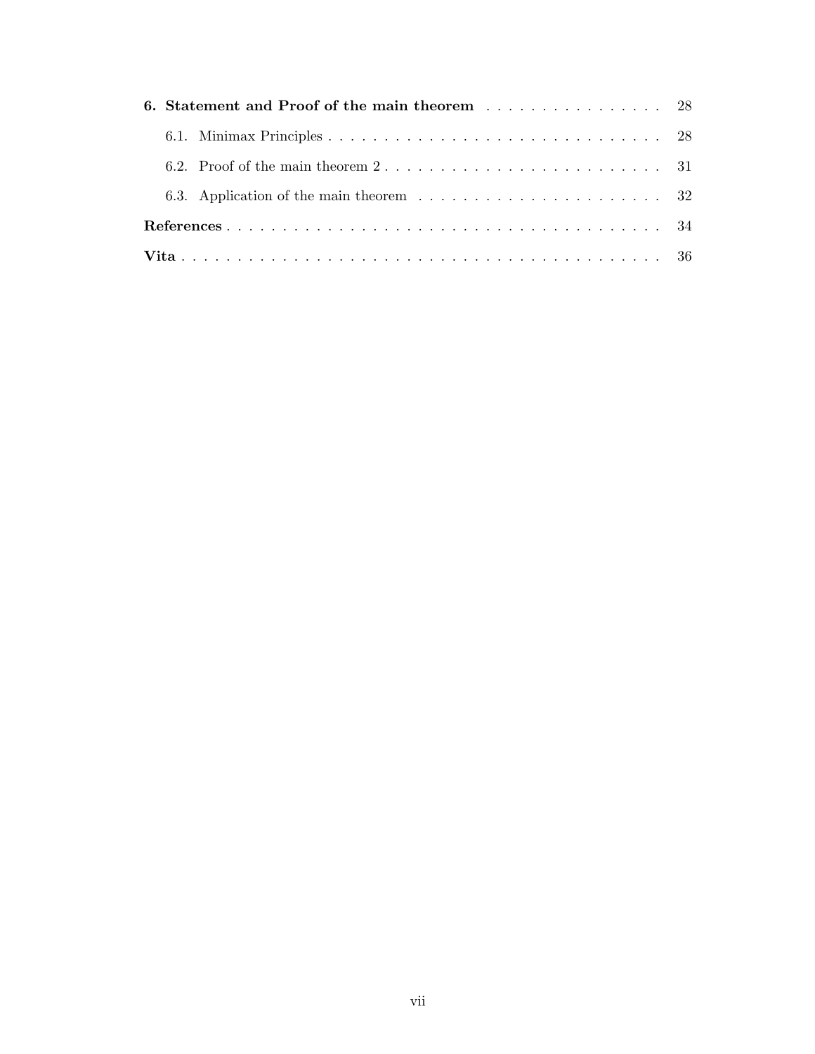**6. Statement and Proof of the main theorem** . . . . . . . . . . . . . . . . 28

6.1. Minimax Principles . . . . . . . . . . . . . . . . . . . . . . . . . . . . . . . . 28

6.2. Proof of the main theorem 2 . . . . . . . . . . . . . . . . . . . . . . . . . . 31

6.3. Application of the main theorem . . . . . . . . . . . . . . . . . . . . . . . 32

**References** . . . . . . . . . . . . . . . . . . . . . . . . . . . . . . . . . . . . . . . . 34

**Vita** . . . . . . . . . . . . . . . . . . . . . . . . . . . . . . . . . . . . . . . . . . . . 36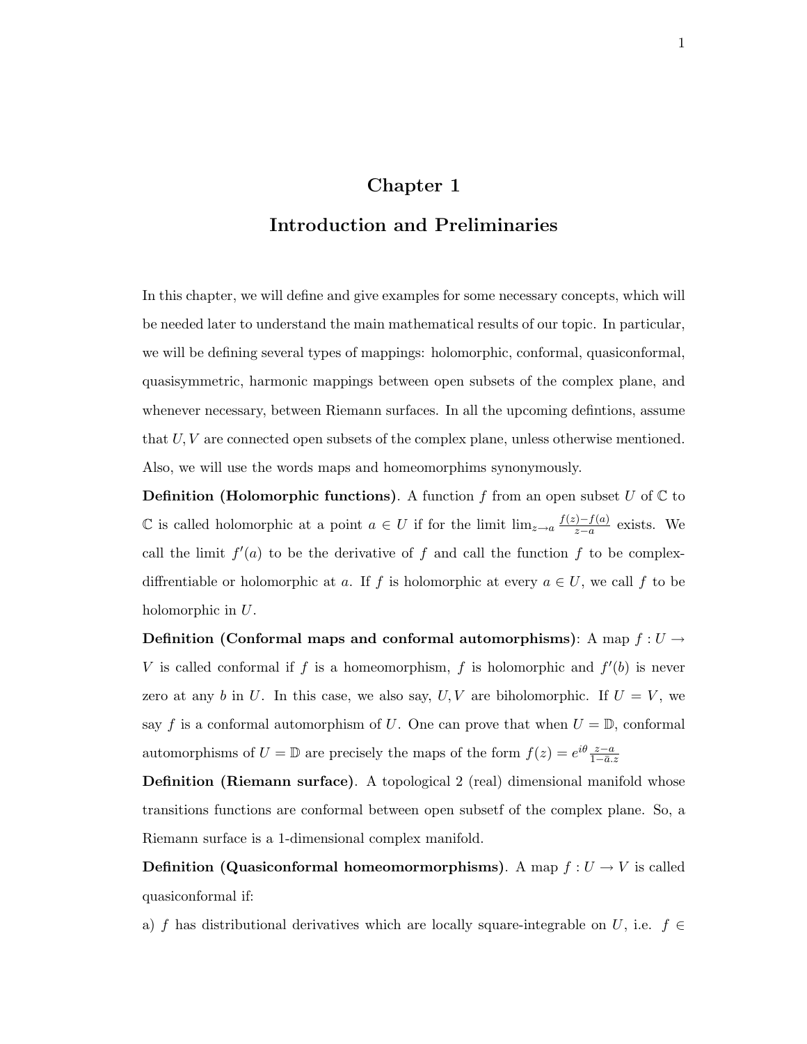# Chapter 1

# Introduction and Preliminaries

In this chapter, we will define and give examples for some necessary concepts, which will be needed later to understand the main mathematical results of our topic. In particular, we will be defining several types of mappings: holomorphic, conformal, quasiconformal, quasisymmetric, harmonic mappings between open subsets of the complex plane, and whenever necessary, between Riemann surfaces. In all the upcoming defintions, assume that $U, V$ are connected open subsets of the complex plane, unless otherwise mentioned. Also, we will use the words maps and homeomorphims synonymously.

**Definition (Holomorphic functions)**. A function $f$ from an open subset $U$ of $\mathbb{C}$ to $\mathbb{C}$ is called holomorphic at a point $a \in U$ if for the limit $\lim_{z \to a} \frac{f(z)-f(a)}{z-a}$ exists. We call the limit $f'(a)$ to be the derivative of $f$ and call the function $f$ to be complex-diffrentiable or holomorphic at $a$. If $f$ is holomorphic at every $a \in U$, we call $f$ to be holomorphic in $U$.

**Definition (Conformal maps and conformal automorphisms)**: A map $f : U \to V$ is called conformal if $f$ is a homeomorphism, $f$ is holomorphic and $f'(b)$ is never zero at any $b$ in $U$. In this case, we also say, $U, V$ are biholomorphic. If $U = V$, we say $f$ is a conformal automorphism of $U$. One can prove that when $U = \mathbb{D}$, conformal automorphisms of $U = \mathbb{D}$ are precisely the maps of the form $f(z) = e^{i\theta} \frac{z-a}{1-\bar{a}.z}$

**Definition (Riemann surface)**. A topological 2 (real) dimensional manifold whose transitions functions are conformal between open subsetf of the complex plane. So, a Riemann surface is a 1-dimensional complex manifold.

**Definition (Quasiconformal homeomormorphisms)**. A map $f : U \to V$ is called quasiconformal if:

a) $f$ has distributional derivatives which are locally square-integrable on $U$, i.e. $f \in$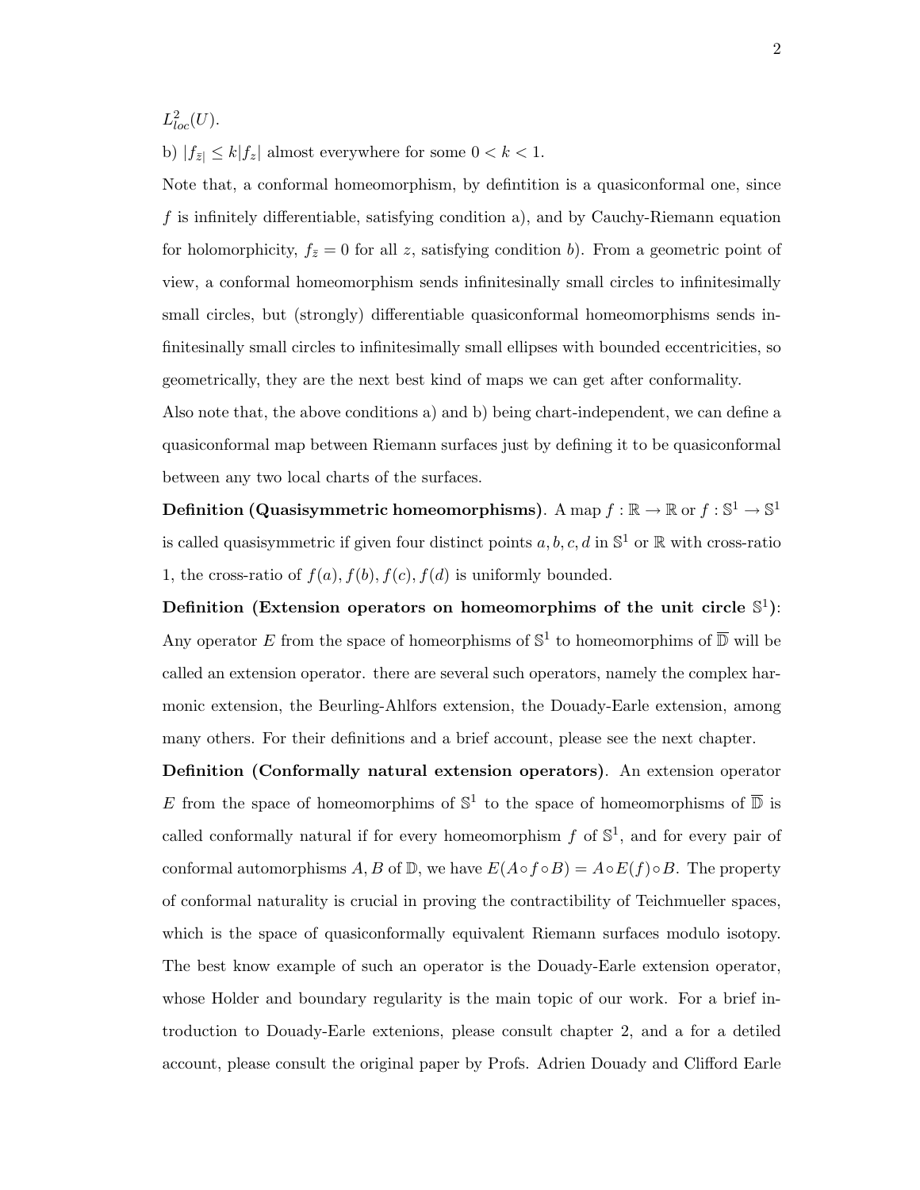$L^2_{loc}(U)$.

b) $|f_{\bar{z}|} \leq k|f_z|$ almost everywhere for some $0 < k < 1$.

Note that, a conformal homeomorphism, by defintition is a quasiconformal one, since $f$ is infinitely differentiable, satisfying condition a), and by Cauchy-Riemann equation for holomorphicity, $f_{\bar{z}} = 0$ for all $z$, satisfying condition $b$). From a geometric point of view, a conformal homeomorphism sends infinitesinally small circles to infinitesimally small circles, but (strongly) differentiable quasiconformal homeomorphisms sends infinitesinally small circles to infinitesimally small ellipses with bounded eccentricities, so geometrically, they are the next best kind of maps we can get after conformality.

Also note that, the above conditions a) and b) being chart-independent, we can define a quasiconformal map between Riemann surfaces just by defining it to be quasiconformal between any two local charts of the surfaces.

**Definition (Quasisymmetric homeomorphisms)**. A map $f : \mathbb{R} \to \mathbb{R}$ or $f : \mathbb{S}^1 \to \mathbb{S}^1$ is called quasisymmetric if given four distinct points $a, b, c, d$ in $\mathbb{S}^1$ or $\mathbb{R}$ with cross-ratio 1, the cross-ratio of $f(a), f(b), f(c), f(d)$ is uniformly bounded.

**Definition (Extension operators on homeomorphims of the unit circle $\mathbb{S}^1$)**: Any operator $E$ from the space of homeorphisms of $\mathbb{S}^1$ to homeomorphims of $\overline{\mathbb{D}}$ will be called an extension operator. there are several such operators, namely the complex harmonic extension, the Beurling-Ahlfors extension, the Douady-Earle extension, among many others. For their definitions and a brief account, please see the next chapter.

**Definition (Conformally natural extension operators)**. An extension operator $E$ from the space of homeomorphims of $\mathbb{S}^1$ to the space of homeomorphisms of $\overline{\mathbb{D}}$ is called conformally natural if for every homeomorphism $f$ of $\mathbb{S}^1$, and for every pair of conformal automorphisms $A, B$ of $\mathbb{D}$, we have $E(A \circ f \circ B) = A \circ E(f) \circ B$. The property of conformal naturality is crucial in proving the contractibility of Teichmueller spaces, which is the space of quasiconformally equivalent Riemann surfaces modulo isotopy. The best know example of such an operator is the Douady-Earle extension operator, whose Holder and boundary regularity is the main topic of our work. For a brief introduction to Douady-Earle extenions, please consult chapter 2, and a for a detiled account, please consult the original paper by Profs. Adrien Douady and Clifford Earle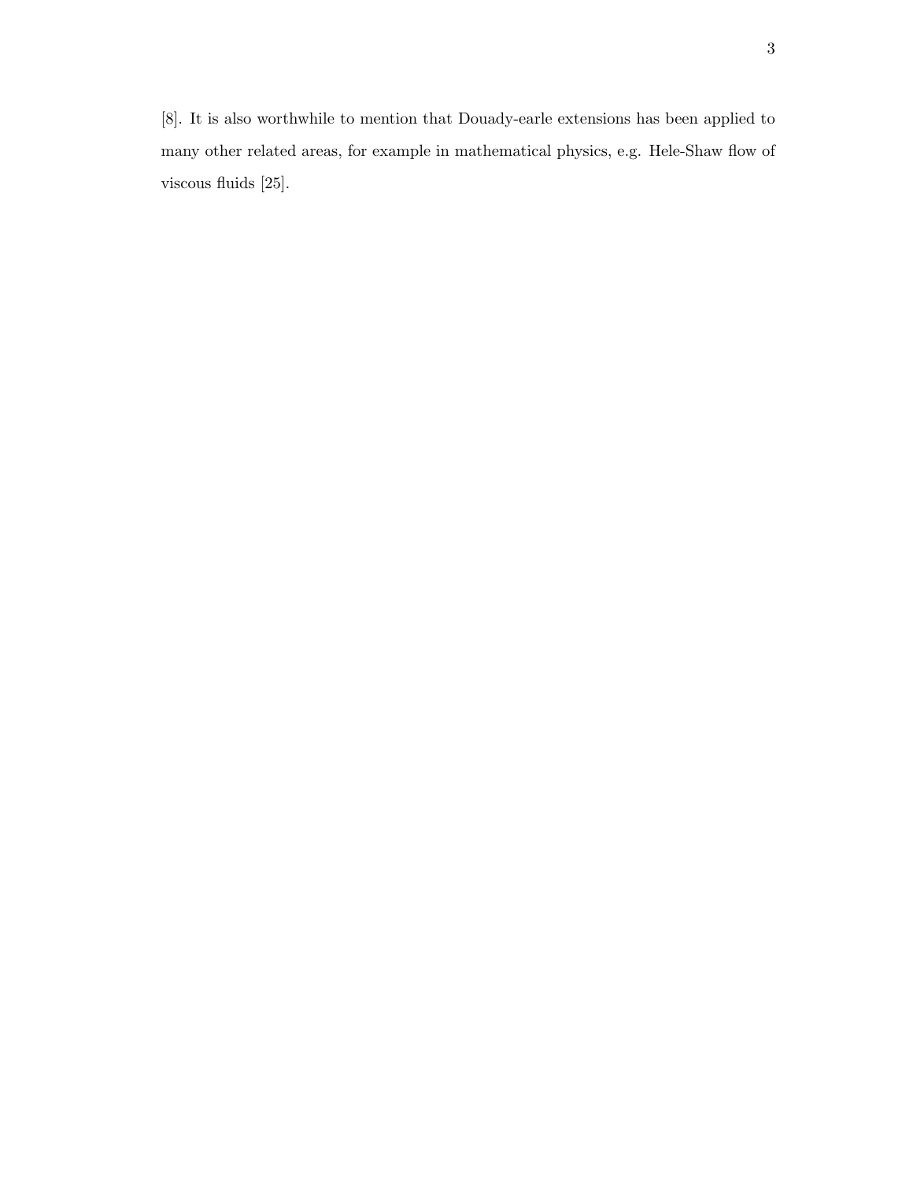[8]. It is also worthwhile to mention that Douady-earle extensions has been applied to many other related areas, for example in mathematical physics, e.g. Hele-Shaw flow of viscous fluids [25].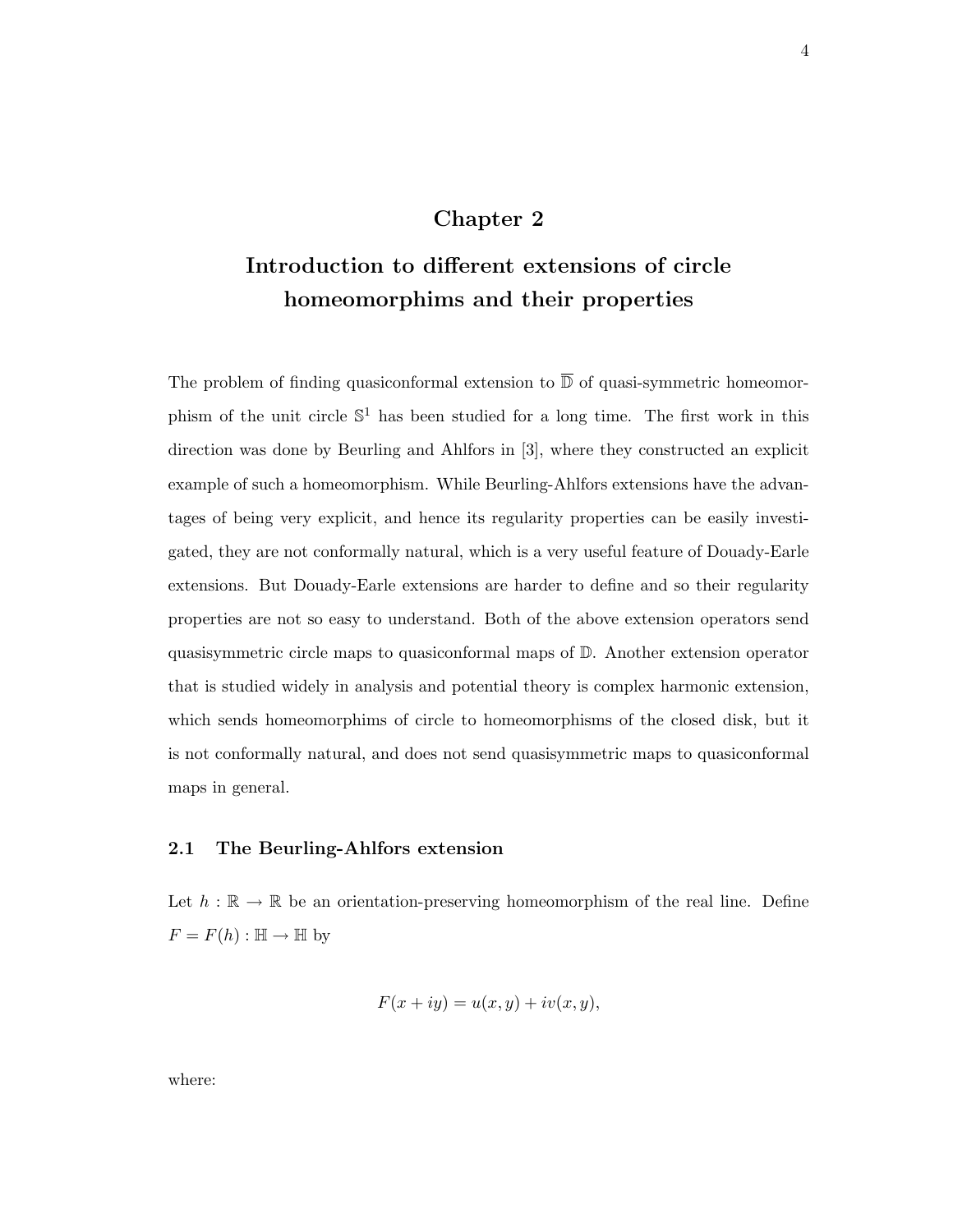# Chapter 2

# Introduction to different extensions of circle homeomorphims and their properties

The problem of finding quasiconformal extension to $\overline{\mathbb{D}}$ of quasi-symmetric homeomorphism of the unit circle $\mathbb{S}^1$ has been studied for a long time. The first work in this direction was done by Beurling and Ahlfors in [3], where they constructed an explicit example of such a homeomorphism. While Beurling-Ahlfors extensions have the advantages of being very explicit, and hence its regularity properties can be easily investigated, they are not conformally natural, which is a very useful feature of Douady-Earle extensions. But Douady-Earle extensions are harder to define and so their regularity properties are not so easy to understand. Both of the above extension operators send quasisymmetric circle maps to quasiconformal maps of $\mathbb{D}$. Another extension operator that is studied widely in analysis and potential theory is complex harmonic extension, which sends homeomorphims of circle to homeomorphisms of the closed disk, but it is not conformally natural, and does not send quasisymmetric maps to quasiconformal maps in general.

## 2.1 The Beurling-Ahlfors extension

Let $h : \mathbb{R} \to \mathbb{R}$ be an orientation-preserving homeomorphism of the real line. Define $F = F(h) : \mathbb{H} \to \mathbb{H}$ by

$$F(x + iy) = u(x, y) + iv(x, y),$$

where: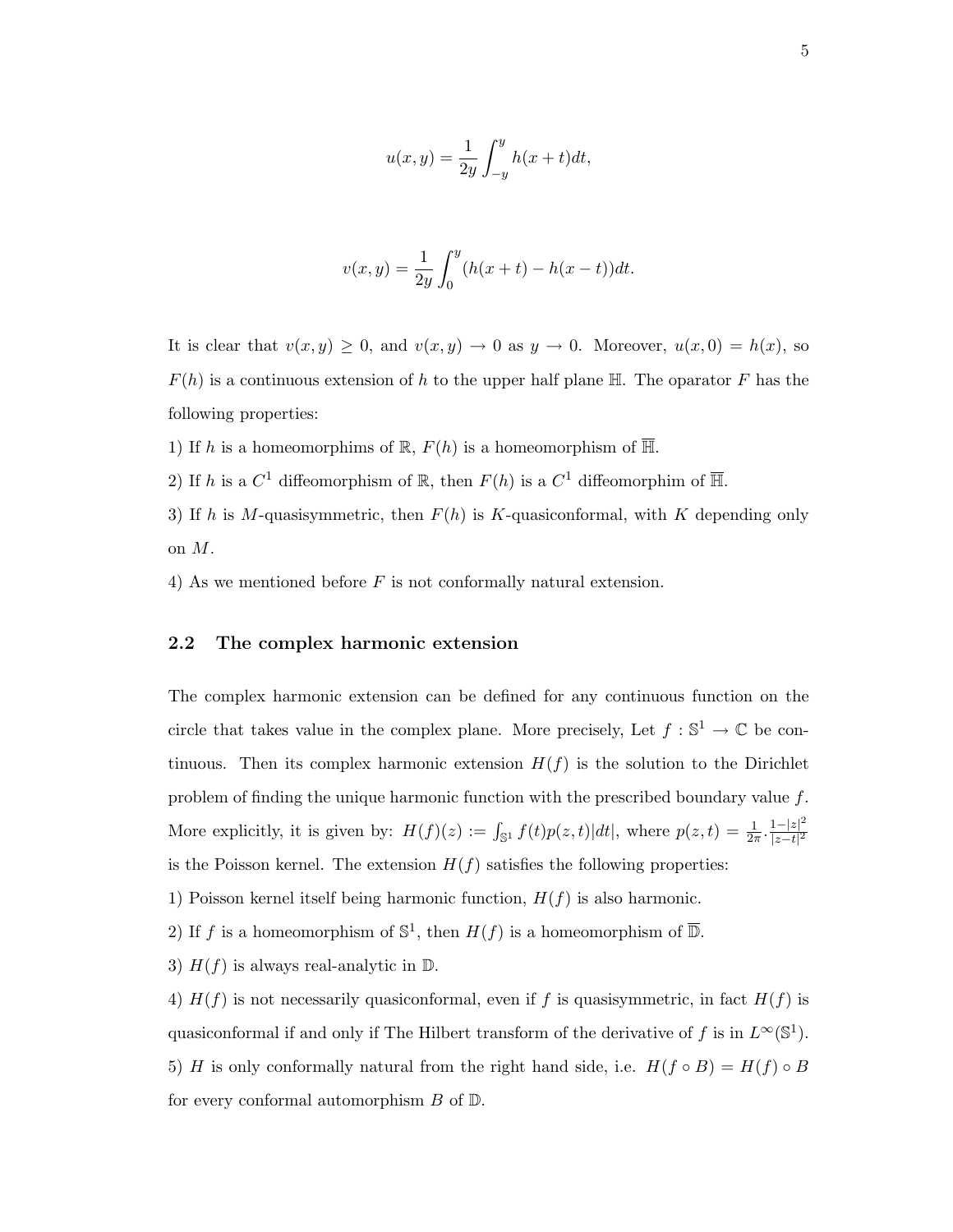$$u(x,y) = \frac{1}{2y}\int_{-y}^{y} h(x+t)dt,$$

$$v(x,y) = \frac{1}{2y}\int_{0}^{y} (h(x+t) - h(x-t))dt.$$

It is clear that $v(x,y) \geq 0$, and $v(x,y) \to 0$ as $y \to 0$. Moreover, $u(x,0) = h(x)$, so $F(h)$ is a continuous extension of $h$ to the upper half plane $\mathbb{H}$. The oparator $F$ has the following properties:

1) If $h$ is a homeomorphims of $\mathbb{R}$, $F(h)$ is a homeomorphism of $\overline{\mathbb{H}}$.

2) If $h$ is a $C^1$ diffeomorphism of $\mathbb{R}$, then $F(h)$ is a $C^1$ diffeomorphim of $\overline{\mathbb{H}}$.

3) If $h$ is $M$-quasisymmetric, then $F(h)$ is $K$-quasiconformal, with $K$ depending only on $M$.

4) As we mentioned before $F$ is not conformally natural extension.

## 2.2 The complex harmonic extension

The complex harmonic extension can be defined for any continuous function on the circle that takes value in the complex plane. More precisely, Let $f : \mathbb{S}^1 \to \mathbb{C}$ be continuous. Then its complex harmonic extension $H(f)$ is the solution to the Dirichlet problem of finding the unique harmonic function with the prescribed boundary value $f$. More explicitly, it is given by: $H(f)(z) := \int_{\mathbb{S}^1} f(t)p(z,t)|dt|$, where $p(z,t) = \frac{1}{2\pi} \cdot \frac{1-|z|^2}{|z-t|^2}$ is the Poisson kernel. The extension $H(f)$ satisfies the following properties:

1) Poisson kernel itself being harmonic function, $H(f)$ is also harmonic.

2) If $f$ is a homeomorphism of $\mathbb{S}^1$, then $H(f)$ is a homeomorphism of $\overline{\mathbb{D}}$.

3) $H(f)$ is always real-analytic in $\mathbb{D}$.

4) $H(f)$ is not necessarily quasiconformal, even if $f$ is quasisymmetric, in fact $H(f)$ is quasiconformal if and only if The Hilbert transform of the derivative of $f$ is in $L^\infty(\mathbb{S}^1)$.

5) $H$ is only conformally natural from the right hand side, i.e. $H(f \circ B) = H(f) \circ B$ for every conformal automorphism $B$ of $\mathbb{D}$.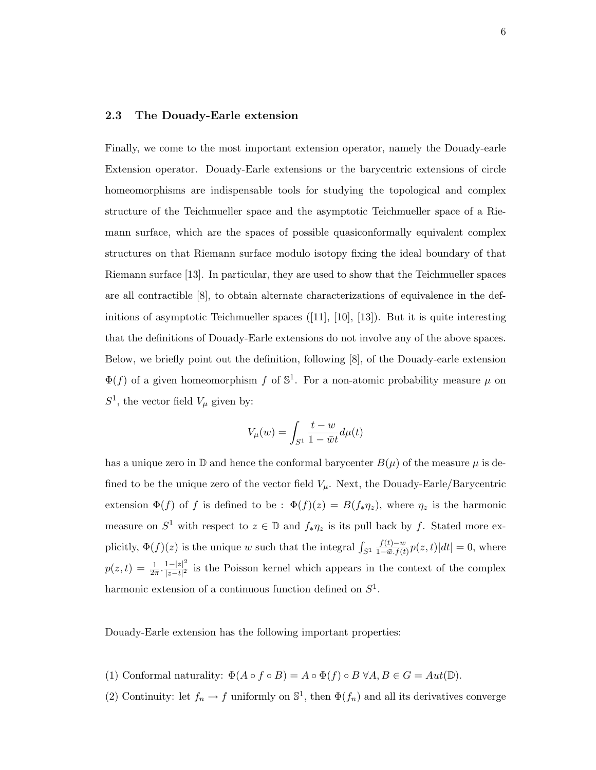### 2.3 The Douady-Earle extension

Finally, we come to the most important extension operator, namely the Douady-earle Extension operator. Douady-Earle extensions or the barycentric extensions of circle homeomorphisms are indispensable tools for studying the topological and complex structure of the Teichmueller space and the asymptotic Teichmueller space of a Riemann surface, which are the spaces of possible quasiconformally equivalent complex structures on that Riemann surface modulo isotopy fixing the ideal boundary of that Riemann surface [13]. In particular, they are used to show that the Teichmueller spaces are all contractible [8], to obtain alternate characterizations of equivalence in the definitions of asymptotic Teichmueller spaces ([11], [10], [13]). But it is quite interesting that the definitions of Douady-Earle extensions do not involve any of the above spaces. Below, we briefly point out the definition, following [8], of the Douady-earle extension $\Phi(f)$ of a given homeomorphism $f$ of $\mathbb{S}^1$. For a non-atomic probability measure $\mu$ on $S^1$, the vector field $V_\mu$ given by:

$$V_\mu(w) = \int_{S^1} \frac{t - w}{1 - \bar{w}t} d\mu(t)$$

has a unique zero in $\mathbb{D}$ and hence the conformal barycenter $B(\mu)$ of the measure $\mu$ is defined to be the unique zero of the vector field $V_\mu$. Next, the Douady-Earle/Barycentric extension $\Phi(f)$ of $f$ is defined to be : $\Phi(f)(z) = B(f_*\eta_z)$, where $\eta_z$ is the harmonic measure on $S^1$ with respect to $z \in \mathbb{D}$ and $f_*\eta_z$ is its pull back by $f$. Stated more explicitly, $\Phi(f)(z)$ is the unique $w$ such that the integral $\int_{S^1} \frac{f(t)-w}{1-\bar{w}.f(t)} p(z,t)|dt| = 0$, where $p(z,t) = \frac{1}{2\pi}.\frac{1-|z|^2}{|z-t|^2}$ is the Poisson kernel which appears in the context of the complex harmonic extension of a continuous function defined on $S^1$.

Douady-Earle extension has the following important properties:

(1) Conformal naturality: $\Phi(A \circ f \circ B) = A \circ \Phi(f) \circ B \; \forall A, B \in G = Aut(\mathbb{D})$.

(2) Continuity: let $f_n \to f$ uniformly on $\mathbb{S}^1$, then $\Phi(f_n)$ and all its derivatives converge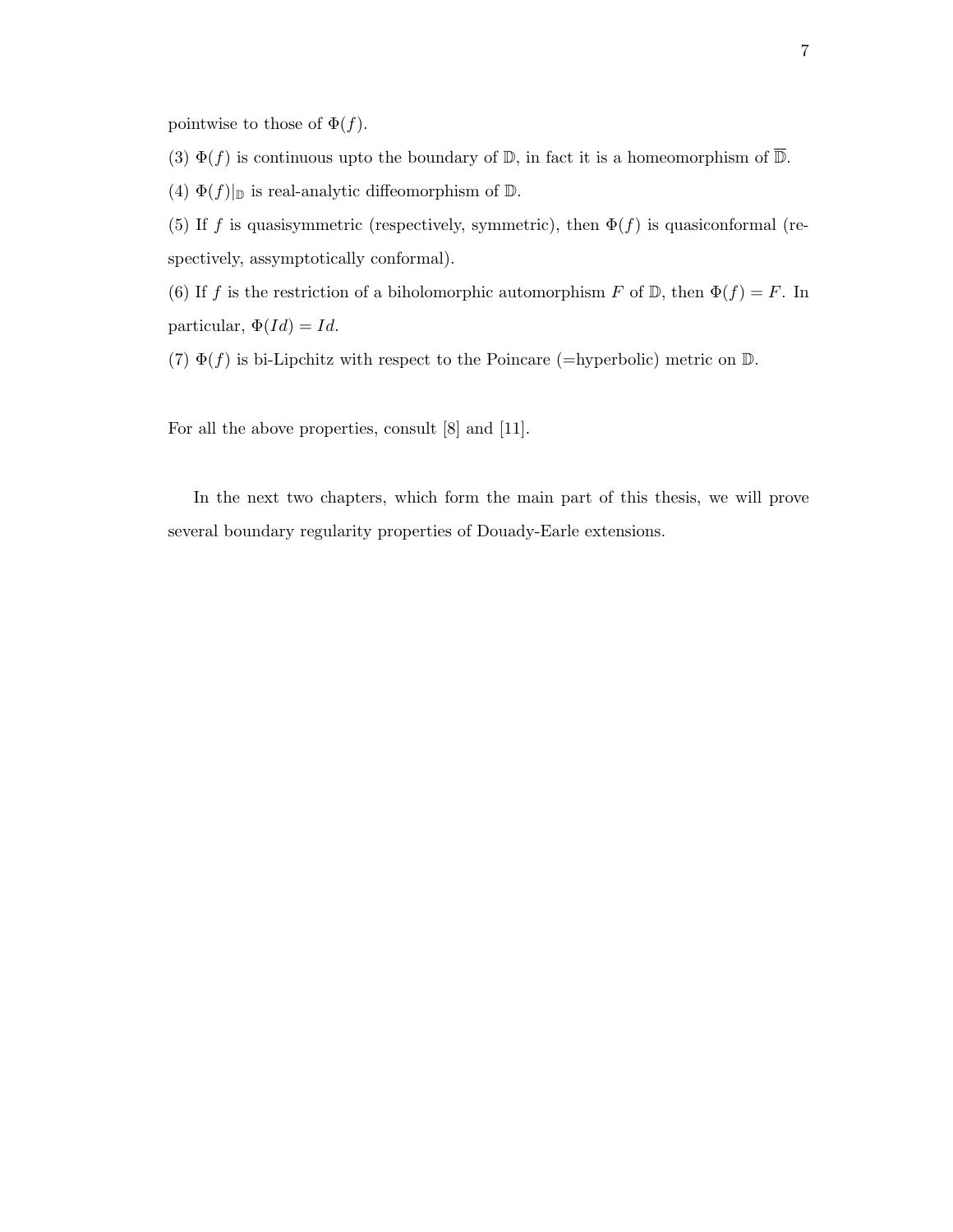pointwise to those of $\Phi(f)$.

(3) $\Phi(f)$ is continuous upto the boundary of $\mathbb{D}$, in fact it is a homeomorphism of $\overline{\mathbb{D}}$.

(4) $\Phi(f)|_{\mathbb{D}}$ is real-analytic diffeomorphism of $\mathbb{D}$.

(5) If $f$ is quasisymmetric (respectively, symmetric), then $\Phi(f)$ is quasiconformal (respectively, assymptotically conformal).

(6) If $f$ is the restriction of a biholomorphic automorphism $F$ of $\mathbb{D}$, then $\Phi(f) = F$. In particular, $\Phi(Id) = Id$.

(7) $\Phi(f)$ is bi-Lipchitz with respect to the Poincare (=hyperbolic) metric on $\mathbb{D}$.

For all the above properties, consult [8] and [11].

In the next two chapters, which form the main part of this thesis, we will prove several boundary regularity properties of Douady-Earle extensions.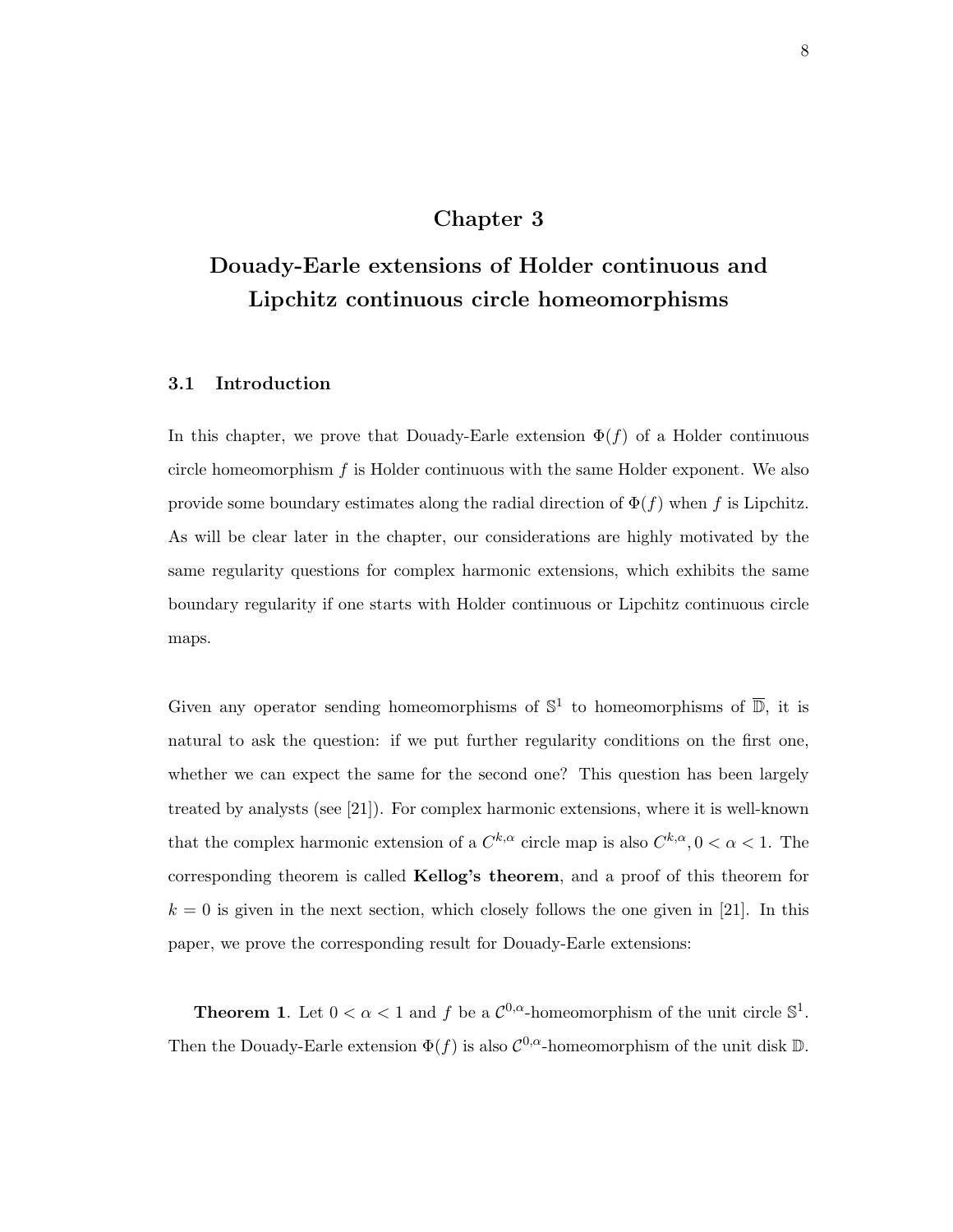# Chapter 3

# Douady-Earle extensions of Holder continuous and Lipchitz continuous circle homeomorphisms

## 3.1 Introduction

In this chapter, we prove that Douady-Earle extension $\Phi(f)$ of a Holder continuous circle homeomorphism $f$ is Holder continuous with the same Holder exponent. We also provide some boundary estimates along the radial direction of $\Phi(f)$ when $f$ is Lipchitz. As will be clear later in the chapter, our considerations are highly motivated by the same regularity questions for complex harmonic extensions, which exhibits the same boundary regularity if one starts with Holder continuous or Lipchitz continuous circle maps.

Given any operator sending homeomorphisms of $\mathbb{S}^1$ to homeomorphisms of $\overline{\mathbb{D}}$, it is natural to ask the question: if we put further regularity conditions on the first one, whether we can expect the same for the second one? This question has been largely treated by analysts (see [21]). For complex harmonic extensions, where it is well-known that the complex harmonic extension of a $C^{k,\alpha}$ circle map is also $C^{k,\alpha}, 0 < \alpha < 1$. The corresponding theorem is called **Kellog's theorem**, and a proof of this theorem for $k = 0$ is given in the next section, which closely follows the one given in [21]. In this paper, we prove the corresponding result for Douady-Earle extensions:

**Theorem 1**. Let $0 < \alpha < 1$ and $f$ be a $\mathcal{C}^{0,\alpha}$-homeomorphism of the unit circle $\mathbb{S}^1$. Then the Douady-Earle extension $\Phi(f)$ is also $\mathcal{C}^{0,\alpha}$-homeomorphism of the unit disk $\mathbb{D}$.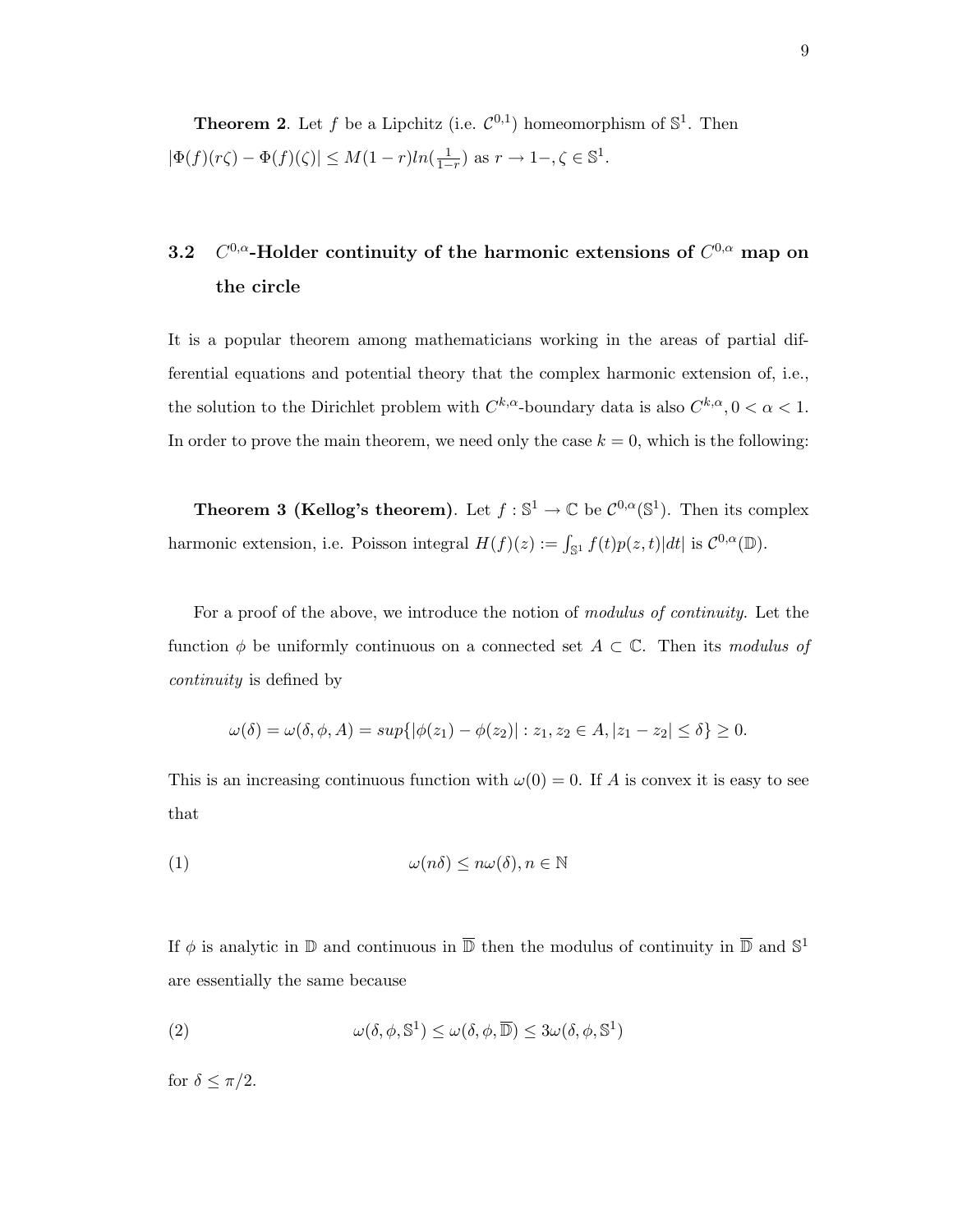**Theorem 2**. Let $f$ be a Lipchitz (i.e. $\mathcal{C}^{0,1}$) homeomorphism of $\mathbb{S}^1$. Then $|\Phi(f)(r\zeta) - \Phi(f)(\zeta)| \leq M(1-r)ln(\frac{1}{1-r})$ as $r \to 1-, \zeta \in \mathbb{S}^1$.

### 3.2 $C^{0,\alpha}$-Holder continuity of the harmonic extensions of $C^{0,\alpha}$ map on the circle

It is a popular theorem among mathematicians working in the areas of partial differential equations and potential theory that the complex harmonic extension of, i.e., the solution to the Dirichlet problem with $C^{k,\alpha}$-boundary data is also $C^{k,\alpha}, 0 < \alpha < 1$. In order to prove the main theorem, we need only the case $k = 0$, which is the following:

**Theorem 3 (Kellog's theorem)**. Let $f : \mathbb{S}^1 \to \mathbb{C}$ be $\mathcal{C}^{0,\alpha}(\mathbb{S}^1)$. Then its complex harmonic extension, i.e. Poisson integral $H(f)(z) := \int_{\mathbb{S}^1} f(t)p(z,t)|dt|$ is $\mathcal{C}^{0,\alpha}(\mathbb{D})$.

For a proof of the above, we introduce the notion of *modulus of continuity*. Let the function $\phi$ be uniformly continuous on a connected set $A \subset \mathbb{C}$. Then its *modulus of continuity* is defined by

$$\omega(\delta) = \omega(\delta, \phi, A) = sup\{|\phi(z_1) - \phi(z_2)| : z_1, z_2 \in A, |z_1 - z_2| \leq \delta\} \geq 0.$$

This is an increasing continuous function with $\omega(0) = 0$. If $A$ is convex it is easy to see that

$$\omega(n\delta) \leq n\omega(\delta), n \in \mathbb{N} \tag{1}$$

If $\phi$ is analytic in $\mathbb{D}$ and continuous in $\overline{\mathbb{D}}$ then the modulus of continuity in $\overline{\mathbb{D}}$ and $\mathbb{S}^1$ are essentially the same because

$$\omega(\delta, \phi, \mathbb{S}^1) \leq \omega(\delta, \phi, \overline{\mathbb{D}}) \leq 3\omega(\delta, \phi, \mathbb{S}^1) \tag{2}$$

for $\delta \leq \pi/2$.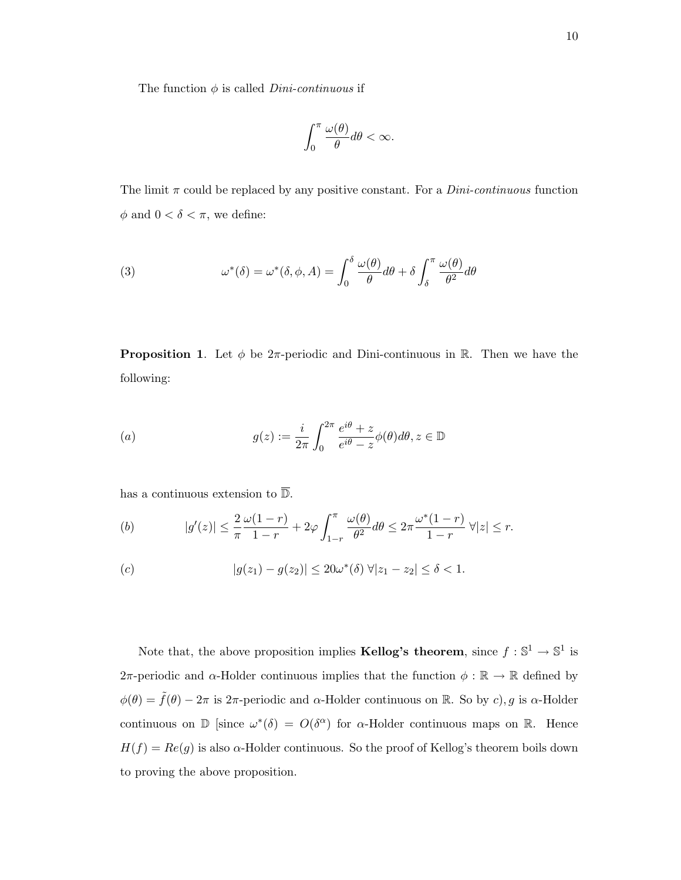The function $\phi$ is called *Dini-continuous* if

$$\int_0^{\pi} \frac{\omega(\theta)}{\theta} d\theta < \infty.$$

The limit $\pi$ could be replaced by any positive constant. For a *Dini-continuous* function $\phi$ and $0 < \delta < \pi$, we define:

$$\omega^*(\delta) = \omega^*(\delta, \phi, A) = \int_0^{\delta} \frac{\omega(\theta)}{\theta} d\theta + \delta \int_{\delta}^{\pi} \frac{\omega(\theta)}{\theta^2} d\theta \tag{3}$$

**Proposition 1**. Let $\phi$ be $2\pi$-periodic and Dini-continuous in $\mathbb{R}$. Then we have the following:

$$(a) \qquad g(z) := \frac{i}{2\pi} \int_0^{2\pi} \frac{e^{i\theta} + z}{e^{i\theta} - z} \phi(\theta) d\theta, z \in \mathbb{D}$$

has a continuous extension to $\overline{\mathbb{D}}$.

$$(b) \qquad |g'(z)| \leq \frac{2}{\pi} \frac{\omega(1-r)}{1-r} + 2\varphi \int_{1-r}^{\pi} \frac{\omega(\theta)}{\theta^2} d\theta \leq 2\pi \frac{\omega^*(1-r)}{1-r} \ \forall |z| \leq r.$$

$$(c) \qquad |g(z_1) - g(z_2)| \leq 20\omega^*(\delta) \ \forall |z_1 - z_2| \leq \delta < 1.$$

Note that, the above proposition implies **Kellog's theorem**, since $f : \mathbb{S}^1 \to \mathbb{S}^1$ is $2\pi$-periodic and $\alpha$-Holder continuous implies that the function $\phi : \mathbb{R} \to \mathbb{R}$ defined by $\phi(\theta) = \tilde{f}(\theta) - 2\pi$ is $2\pi$-periodic and $\alpha$-Holder continuous on $\mathbb{R}$. So by $c), g$ is $\alpha$-Holder continuous on $\mathbb{D}$ [since $\omega^*(\delta) = O(\delta^{\alpha})$ for $\alpha$-Holder continuous maps on $\mathbb{R}$. Hence $H(f) = Re(g)$ is also $\alpha$-Holder continuous. So the proof of Kellog's theorem boils down to proving the above proposition.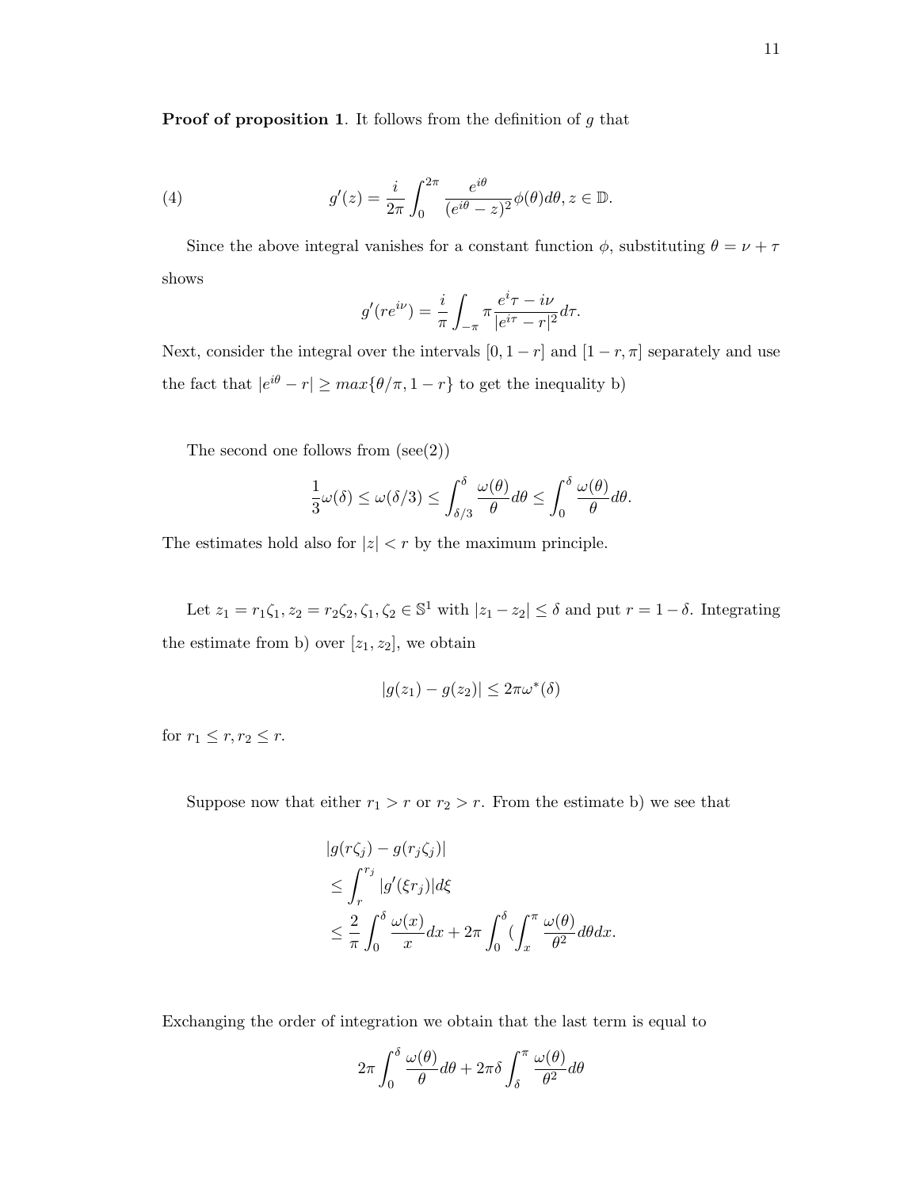**Proof of proposition 1**. It follows from the definition of $g$ that

$$g'(z) = \frac{i}{2\pi}\int_0^{2\pi} \frac{e^{i\theta}}{(e^{i\theta}-z)^2}\phi(\theta)d\theta, z \in \mathbb{D}. \tag{4}$$

Since the above integral vanishes for a constant function $\phi$, substituting $\theta = \nu + \tau$ shows

$$g'(re^{i\nu}) = \frac{i}{\pi}\int_{-\pi}\pi\frac{e^{i}\tau - i\nu}{|e^{i\tau}-r|^2}d\tau.$$

Next, consider the integral over the intervals $[0, 1-r]$ and $[1-r, \pi]$ separately and use the fact that $|e^{i\theta} - r| \geq max\{\theta/\pi, 1-r\}$ to get the inequality b)

The second one follows from (see(2))

$$\frac{1}{3}\omega(\delta) \leq \omega(\delta/3) \leq \int_{\delta/3}^{\delta}\frac{\omega(\theta)}{\theta}d\theta \leq \int_0^{\delta}\frac{\omega(\theta)}{\theta}d\theta.$$

The estimates hold also for $|z| < r$ by the maximum principle.

Let $z_1 = r_1\zeta_1, z_2 = r_2\zeta_2, \zeta_1, \zeta_2 \in \mathbb{S}^1$ with $|z_1 - z_2| \leq \delta$ and put $r = 1 - \delta$. Integrating the estimate from b) over $[z_1, z_2]$, we obtain

$$|g(z_1) - g(z_2)| \leq 2\pi\omega^*(\delta)$$

for $r_1 \leq r, r_2 \leq r$.

Suppose now that either $r_1 > r$ or $r_2 > r$. From the estimate b) we see that

$$\begin{aligned}
&|g(r\zeta_j) - g(r_j\zeta_j)| \\
&\leq \int_r^{r_j}|g'(\xi r_j)|d\xi \\
&\leq \frac{2}{\pi}\int_0^{\delta}\frac{\omega(x)}{x}dx + 2\pi\int_0^{\delta}(\int_x^{\pi}\frac{\omega(\theta)}{\theta^2}d\theta dx.
\end{aligned}$$

Exchanging the order of integration we obtain that the last term is equal to

$$2\pi\int_0^{\delta}\frac{\omega(\theta)}{\theta}d\theta + 2\pi\delta\int_{\delta}^{\pi}\frac{\omega(\theta)}{\theta^2}d\theta$$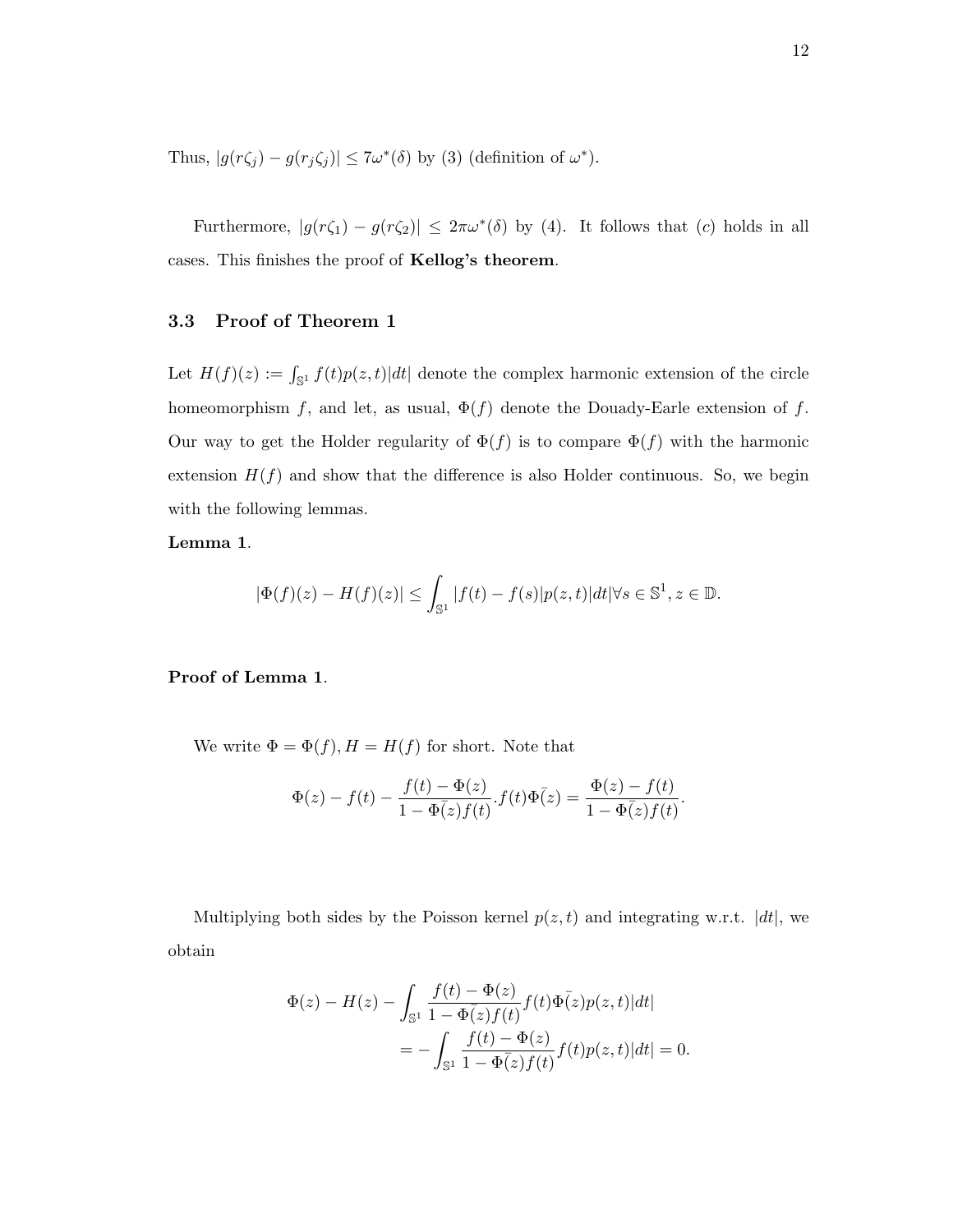Thus, $|g(r\zeta_j) - g(r_j\zeta_j)| \leq 7\omega^*(\delta)$ by (3) (definition of $\omega^*$).

Furthermore, $|g(r\zeta_1) - g(r\zeta_2)| \leq 2\pi\omega^*(\delta)$ by (4). It follows that $(c)$ holds in all cases. This finishes the proof of **Kellog's theorem**.

### 3.3 Proof of Theorem 1

Let $H(f)(z) := \int_{\mathbb{S}^1} f(t)p(z,t)|dt|$ denote the complex harmonic extension of the circle homeomorphism $f$, and let, as usual, $\Phi(f)$ denote the Douady-Earle extension of $f$. Our way to get the Holder regularity of $\Phi(f)$ is to compare $\Phi(f)$ with the harmonic extension $H(f)$ and show that the difference is also Holder continuous. So, we begin with the following lemmas.

**Lemma 1**.

$$|\Phi(f)(z) - H(f)(z)| \leq \int_{\mathbb{S}^1} |f(t) - f(s)|p(z,t)|dt| \forall s \in \mathbb{S}^1, z \in \mathbb{D}.$$

**Proof of Lemma 1**.

We write $\Phi = \Phi(f), H = H(f)$ for short. Note that

$$\Phi(z) - f(t) - \frac{f(t) - \Phi(z)}{1 - \bar{\Phi(z)}f(t)}.f(t)\bar{\Phi(z)} = \frac{\Phi(z) - f(t)}{1 - \bar{\Phi(z)}f(t)}.$$

Multiplying both sides by the Poisson kernel $p(z,t)$ and integrating w.r.t. $|dt|$, we obtain

$$\begin{aligned}\Phi(z) - H(z) - \int_{\mathbb{S}^1} \frac{f(t) - \Phi(z)}{1 - \bar{\Phi(z)}f(t)} f(t)\bar{\Phi(z)}p(z,t)|dt| \\ = -\int_{\mathbb{S}^1} \frac{f(t) - \Phi(z)}{1 - \bar{\Phi(z)}f(t)} f(t)p(z,t)|dt| = 0.\end{aligned}$$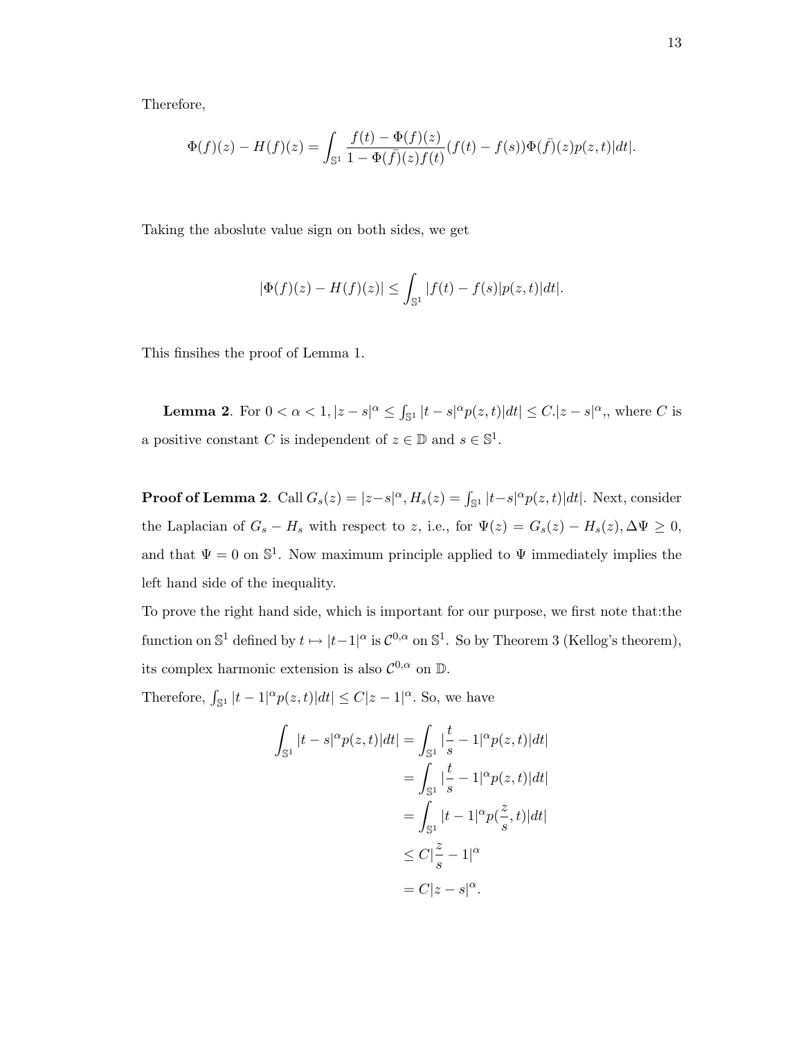Therefore,

$$\Phi(f)(z) - H(f)(z) = \int_{\mathbb{S}^1} \frac{f(t) - \Phi(f)(z)}{1 - \Phi(\bar{f})(z) f(t)} (f(t) - f(s)) \Phi(\bar{f})(z) p(z,t) |dt|.$$

Taking the aboslute value sign on both sides, we get

$$|\Phi(f)(z) - H(f)(z)| \leq \int_{\mathbb{S}^1} |f(t) - f(s)| p(z,t) |dt|.$$

This finsihes the proof of Lemma 1.

**Lemma 2**. For $0 < \alpha < 1, |z-s|^\alpha \leq \int_{\mathbb{S}^1} |t-s|^\alpha p(z,t)|dt| \leq C.|z-s|^\alpha,$, where $C$ is a positive constant $C$ is independent of $z \in \mathbb{D}$ and $s \in \mathbb{S}^1$.

**Proof of Lemma 2**. Call $G_s(z) = |z-s|^\alpha, H_s(z) = \int_{\mathbb{S}^1} |t-s|^\alpha p(z,t)|dt|$. Next, consider the Laplacian of $G_s - H_s$ with respect to $z$, i.e., for $\Psi(z) = G_s(z) - H_s(z), \Delta\Psi \geq 0$, and that $\Psi = 0$ on $\mathbb{S}^1$. Now maximum principle applied to $\Psi$ immediately implies the left hand side of the inequality.

To prove the right hand side, which is important for our purpose, we first note that:the function on $\mathbb{S}^1$ defined by $t \mapsto |t-1|^\alpha$ is $\mathcal{C}^{0,\alpha}$ on $\mathbb{S}^1$. So by Theorem 3 (Kellog's theorem), its complex harmonic extension is also $\mathcal{C}^{0,\alpha}$ on $\mathbb{D}$.

Therefore, $\int_{\mathbb{S}^1} |t-1|^\alpha p(z,t)|dt| \leq C|z-1|^\alpha$. So, we have

$$\begin{aligned}
\int_{\mathbb{S}^1} |t-s|^\alpha p(z,t)|dt| &= \int_{\mathbb{S}^1} |\frac{t}{s} - 1|^\alpha p(z,t)|dt| \\
&= \int_{\mathbb{S}^1} |\frac{t}{s} - 1|^\alpha p(z,t)|dt| \\
&= \int_{\mathbb{S}^1} |t-1|^\alpha p(\frac{z}{s}, t)|dt| \\
&\leq C|\frac{z}{s} - 1|^\alpha \\
&= C|z-s|^\alpha.
\end{aligned}$$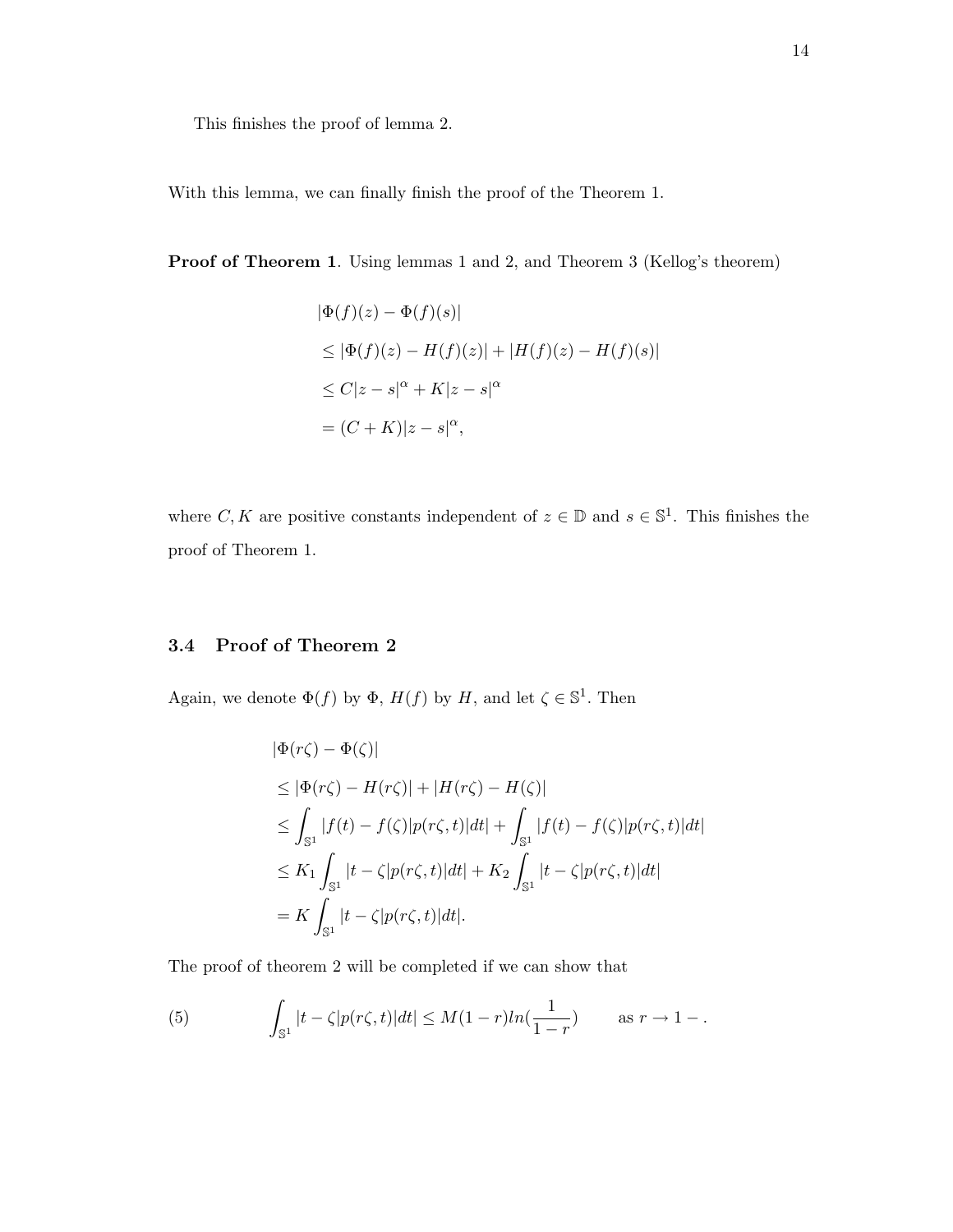This finishes the proof of lemma 2.

With this lemma, we can finally finish the proof of the Theorem 1.

**Proof of Theorem 1**. Using lemmas 1 and 2, and Theorem 3 (Kellog's theorem)

$$
\begin{aligned}
&|\Phi(f)(z) - \Phi(f)(s)| \\
&\leq |\Phi(f)(z) - H(f)(z)| + |H(f)(z) - H(f)(s)| \\
&\leq C|z-s|^{\alpha} + K|z-s|^{\alpha} \\
&= (C+K)|z-s|^{\alpha},
\end{aligned}
$$

where $C, K$ are positive constants independent of $z \in \mathbb{D}$ and $s \in \mathbb{S}^1$. This finishes the proof of Theorem 1.

### 3.4 Proof of Theorem 2

Again, we denote $\Phi(f)$ by $\Phi$, $H(f)$ by $H$, and let $\zeta \in \mathbb{S}^1$. Then

$$
\begin{aligned}
&|\Phi(r\zeta) - \Phi(\zeta)| \\
&\leq |\Phi(r\zeta) - H(r\zeta)| + |H(r\zeta) - H(\zeta)| \\
&\leq \int_{\mathbb{S}^1} |f(t) - f(\zeta)| p(r\zeta, t)|dt| + \int_{\mathbb{S}^1} |f(t) - f(\zeta)| p(r\zeta, t)|dt| \\
&\leq K_1 \int_{\mathbb{S}^1} |t-\zeta| p(r\zeta, t)|dt| + K_2 \int_{\mathbb{S}^1} |t-\zeta| p(r\zeta, t)|dt| \\
&= K \int_{\mathbb{S}^1} |t-\zeta| p(r\zeta, t)|dt|.
\end{aligned}
$$

The proof of theorem 2 will be completed if we can show that

$$
\int_{\mathbb{S}^1} |t-\zeta| p(r\zeta, t)|dt| \leq M(1-r) ln(\frac{1}{1-r}) \qquad \text{as } r \to 1- . \tag{5}
$$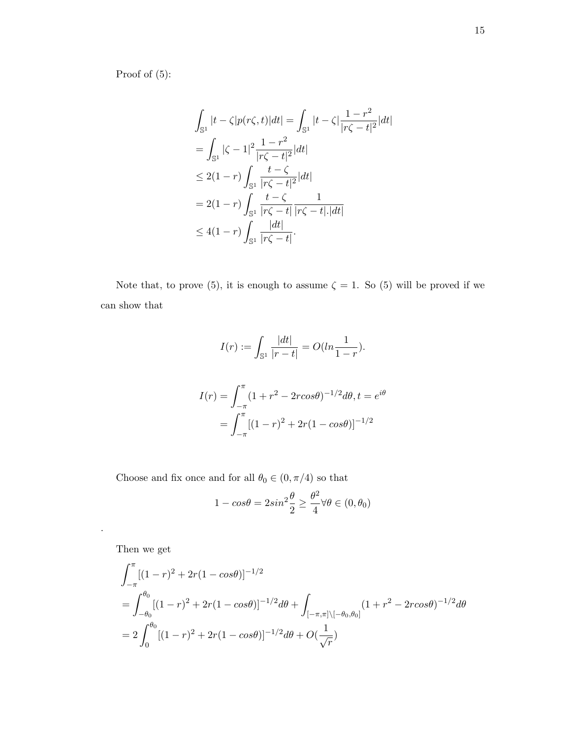Proof of (5):

$$
\begin{aligned}
&\int_{\mathbb{S}^1} |t-\zeta| p(r\zeta, t) |dt| = \int_{\mathbb{S}^1} |t-\zeta| \frac{1-r^2}{|r\zeta - t|^2} |dt| \\
&= \int_{\mathbb{S}^1} |\zeta - 1|^2 \frac{1-r^2}{|r\zeta - t|^2} |dt| \\
&\leq 2(1-r) \int_{\mathbb{S}^1} \frac{t-\zeta}{|r\zeta - t|^2} |dt| \\
&= 2(1-r) \int_{\mathbb{S}^1} \frac{t-\zeta}{|r\zeta - t|} \frac{1}{|r\zeta - t|.|dt|} \\
&\leq 4(1-r) \int_{\mathbb{S}^1} \frac{|dt|}{|r\zeta - t|}.
\end{aligned}
$$

Note that, to prove (5), it is enough to assume $\zeta = 1$. So (5) will be proved if we can show that

$$
I(r) := \int_{\mathbb{S}^1} \frac{|dt|}{|r-t|} = O(ln \frac{1}{1-r}).
$$

$$
\begin{aligned}
I(r) &= \int_{-\pi}^{\pi} (1 + r^2 - 2rcos\theta)^{-1/2} d\theta, t = e^{i\theta} \\
&= \int_{-\pi}^{\pi} [(1-r)^2 + 2r(1-cos\theta)]^{-1/2}
\end{aligned}
$$

Choose and fix once and for all $\theta_0 \in (0, \pi/4)$ so that

$$
1 - cos\theta = 2sin^2 \frac{\theta}{2} \geq \frac{\theta^2}{4} \forall \theta \in (0, \theta_0)
$$

.

Then we get

$$
\begin{aligned}
&\int_{-\pi}^{\pi} [(1-r)^2 + 2r(1-cos\theta)]^{-1/2} \\
&= \int_{-\theta_0}^{\theta_0} [(1-r)^2 + 2r(1-cos\theta)]^{-1/2} d\theta + \int_{[-\pi,\pi] \setminus [-\theta_0, \theta_0]} (1 + r^2 - 2rcos\theta)^{-1/2} d\theta \\
&= 2 \int_0^{\theta_0} [(1-r)^2 + 2r(1-cos\theta)]^{-1/2} d\theta + O(\frac{1}{\sqrt{r}})
\end{aligned}
$$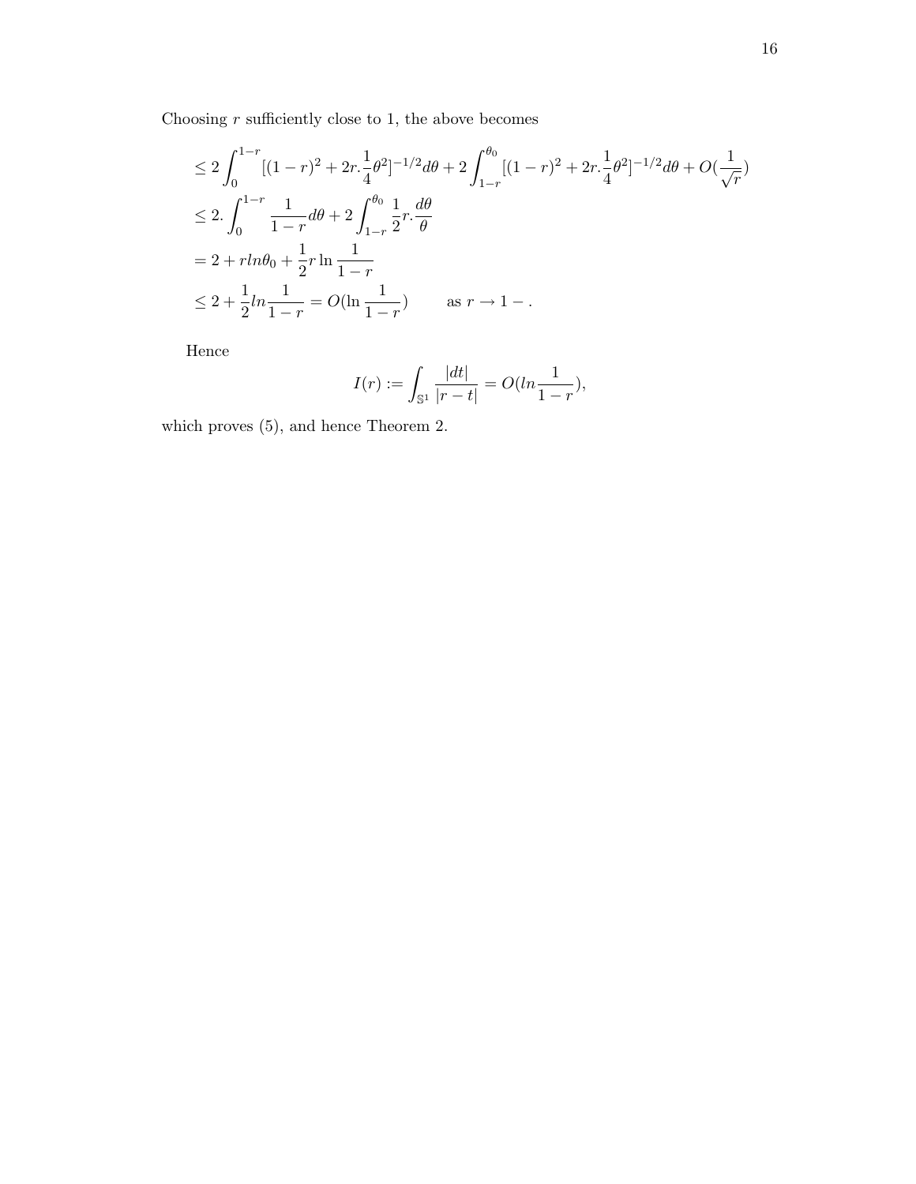Choosing $r$ sufficiently close to 1, the above becomes

$$
\begin{aligned}
&\leq 2\int_0^{1-r}[(1-r)^2+2r.\frac{1}{4}\theta^2]^{-1/2}d\theta + 2\int_{1-r}^{\theta_0}[(1-r)^2+2r.\frac{1}{4}\theta^2]^{-1/2}d\theta + O(\frac{1}{\sqrt{r}}) \\
&\leq 2.\int_0^{1-r}\frac{1}{1-r}d\theta + 2\int_{1-r}^{\theta_0}\frac{1}{2}r.\frac{d\theta}{\theta} \\
&= 2 + r ln\theta_0 + \frac{1}{2}r\ln\frac{1}{1-r} \\
&\leq 2 + \frac{1}{2}ln\frac{1}{1-r} = O(\ln\frac{1}{1-r}) \qquad \text{as } r\to 1-.
\end{aligned}
$$

Hence

$$
I(r) := \int_{\mathbb{S}^1}\frac{|dt|}{|r-t|} = O(ln\frac{1}{1-r}),
$$

which proves (5), and hence Theorem 2.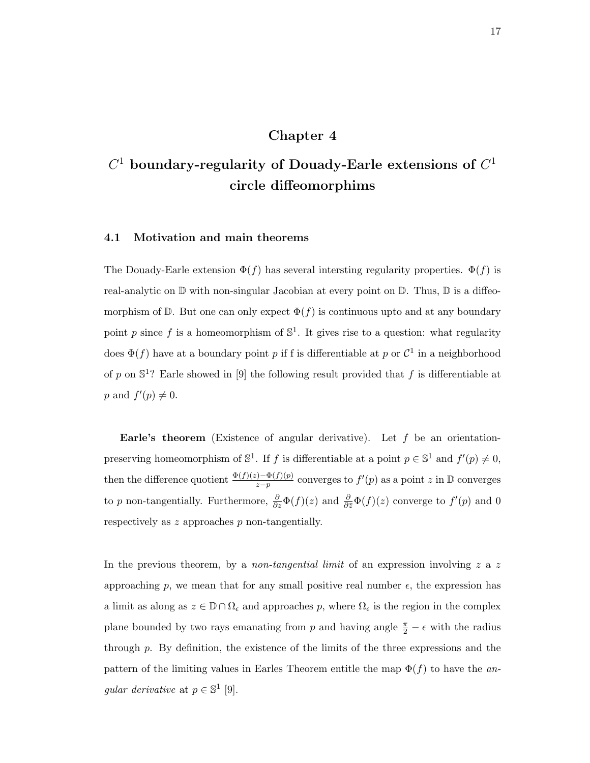# Chapter 4

# $C^1$ boundary-regularity of Douady-Earle extensions of $C^1$ circle diffeomorphisms

## 4.1 Motivation and main theorems

The Douady-Earle extension $\Phi(f)$ has several intersting regularity properties. $\Phi(f)$ is real-analytic on $\mathbb{D}$ with non-singular Jacobian at every point on $\mathbb{D}$. Thus, $\mathbb{D}$ is a diffeomorphism of $\mathbb{D}$. But one can only expect $\Phi(f)$ is continuous upto and at any boundary point $p$ since $f$ is a homeomorphism of $\mathbb{S}^1$. It gives rise to a question: what regularity does $\Phi(f)$ have at a boundary point $p$ if f is differentiable at $p$ or $\mathcal{C}^1$ in a neighborhood of $p$ on $\mathbb{S}^1$? Earle showed in [9] the following result provided that $f$ is differentiable at $p$ and $f'(p) \neq 0$.

**Earle's theorem** (Existence of angular derivative). Let $f$ be an orientation-preserving homeomorphism of $\mathbb{S}^1$. If $f$ is differentiable at a point $p \in \mathbb{S}^1$ and $f'(p) \neq 0$, then the difference quotient $\frac{\Phi(f)(z)-\Phi(f)(p)}{z-p}$ converges to $f'(p)$ as a point $z$ in $\mathbb{D}$ converges to $p$ non-tangentially. Furthermore, $\frac{\partial}{\partial z}\Phi(f)(z)$ and $\frac{\partial}{\partial \bar{z}}\Phi(f)(z)$ converge to $f'(p)$ and 0 respectively as $z$ approaches $p$ non-tangentially.

In the previous theorem, by a *non-tangential limit* of an expression involving $z$ a $z$ approaching $p$, we mean that for any small positive real number $\epsilon$, the expression has a limit as along as $z \in \mathbb{D} \cap \Omega_\epsilon$ and approaches $p$, where $\Omega_\epsilon$ is the region in the complex plane bounded by two rays emanating from $p$ and having angle $\frac{\pi}{2} - \epsilon$ with the radius through $p$. By definition, the existence of the limits of the three expressions and the pattern of the limiting values in Earles Theorem entitle the map $\Phi(f)$ to have the *angular derivative* at $p \in \mathbb{S}^1$ [9].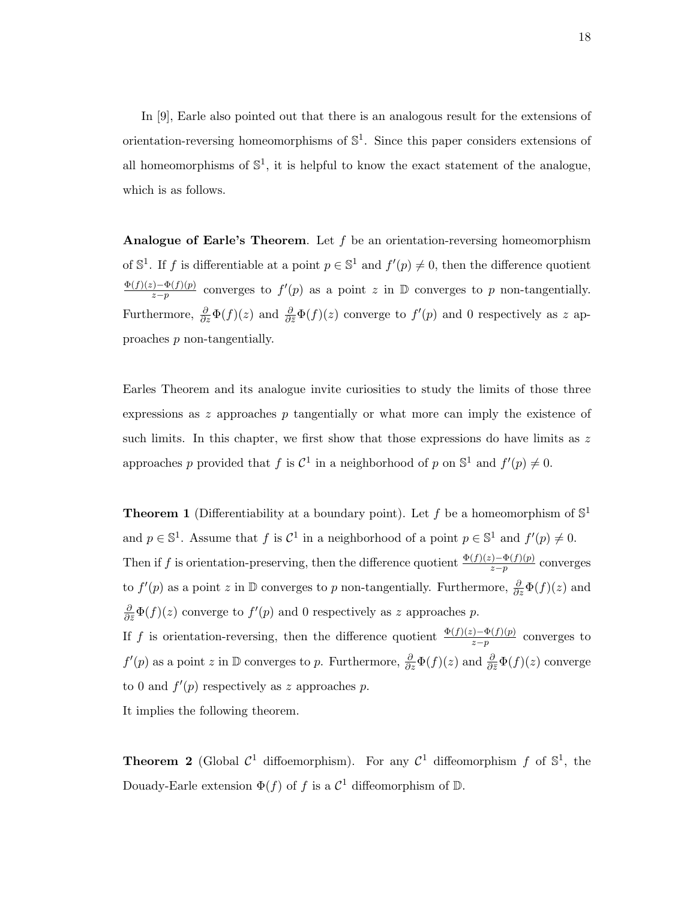In [9], Earle also pointed out that there is an analogous result for the extensions of orientation-reversing homeomorphisms of $\mathbb{S}^1$. Since this paper considers extensions of all homeomorphisms of $\mathbb{S}^1$, it is helpful to know the exact statement of the analogue, which is as follows.

**Analogue of Earle's Theorem**. Let $f$ be an orientation-reversing homeomorphism of $\mathbb{S}^1$. If $f$ is differentiable at a point $p \in \mathbb{S}^1$ and $f'(p) \neq 0$, then the difference quotient $\frac{\Phi(f)(z)-\Phi(f)(p)}{z-p}$ converges to $f'(p)$ as a point $z$ in $\mathbb{D}$ converges to $p$ non-tangentially. Furthermore, $\frac{\partial}{\partial z}\Phi(f)(z)$ and $\frac{\partial}{\partial \bar{z}}\Phi(f)(z)$ converge to $f'(p)$ and $0$ respectively as $z$ approaches $p$ non-tangentially.

Earles Theorem and its analogue invite curiosities to study the limits of those three expressions as $z$ approaches $p$ tangentially or what more can imply the existence of such limits. In this chapter, we first show that those expressions do have limits as $z$ approaches $p$ provided that $f$ is $\mathcal{C}^1$ in a neighborhood of $p$ on $\mathbb{S}^1$ and $f'(p) \neq 0$.

**Theorem 1** (Differentiability at a boundary point). Let $f$ be a homeomorphism of $\mathbb{S}^1$ and $p \in \mathbb{S}^1$. Assume that $f$ is $\mathcal{C}^1$ in a neighborhood of a point $p \in \mathbb{S}^1$ and $f'(p) \neq 0$. Then if $f$ is orientation-preserving, then the difference quotient $\frac{\Phi(f)(z)-\Phi(f)(p)}{z-p}$ converges to $f'(p)$ as a point $z$ in $\mathbb{D}$ converges to $p$ non-tangentially. Furthermore, $\frac{\partial}{\partial z}\Phi(f)(z)$ and $\frac{\partial}{\partial \bar{z}}\Phi(f)(z)$ converge to $f'(p)$ and $0$ respectively as $z$ approaches $p$.
If $f$ is orientation-reversing, then the difference quotient $\frac{\Phi(f)(z)-\Phi(f)(p)}{z-p}$ converges to $f'(p)$ as a point $z$ in $\mathbb{D}$ converges to $p$. Furthermore, $\frac{\partial}{\partial z}\Phi(f)(z)$ and $\frac{\partial}{\partial \bar{z}}\Phi(f)(z)$ converge to $0$ and $f'(p)$ respectively as $z$ approaches $p$.
It implies the following theorem.

**Theorem 2** (Global $\mathcal{C}^1$ diffoemorphism). For any $\mathcal{C}^1$ diffeomorphism $f$ of $\mathbb{S}^1$, the Douady-Earle extension $\Phi(f)$ of $f$ is a $\mathcal{C}^1$ diffeomorphism of $\mathbb{D}$.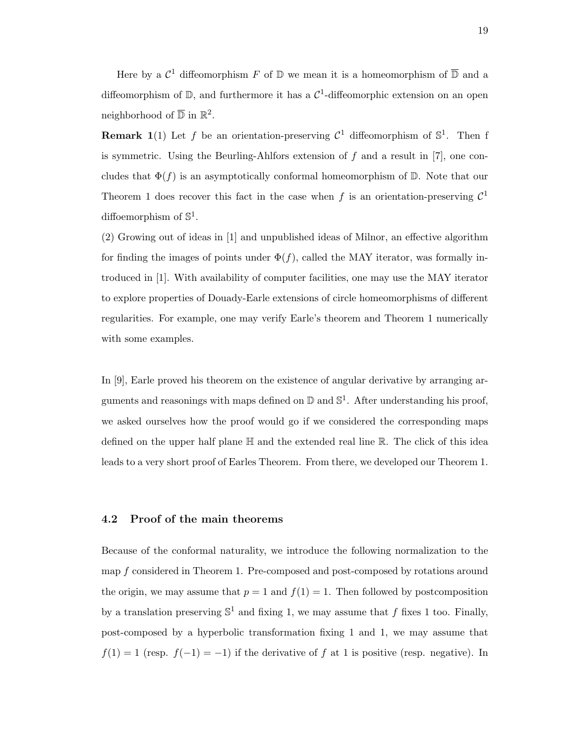Here by a $\mathcal{C}^1$ diffeomorphism $F$ of $\mathbb{D}$ we mean it is a homeomorphism of $\overline{\mathbb{D}}$ and a diffeomorphism of $\mathbb{D}$, and furthermore it has a $\mathcal{C}^1$-diffeomorphic extension on an open neighborhood of $\overline{\mathbb{D}}$ in $\mathbb{R}^2$.

**Remark 1**(1) Let $f$ be an orientation-preserving $\mathcal{C}^1$ diffeomorphism of $\mathbb{S}^1$. Then f is symmetric. Using the Beurling-Ahlfors extension of $f$ and a result in [7], one concludes that $\Phi(f)$ is an asymptotically conformal homeomorphism of $\mathbb{D}$. Note that our Theorem 1 does recover this fact in the case when $f$ is an orientation-preserving $\mathcal{C}^1$ diffoemorphism of $\mathbb{S}^1$.

(2) Growing out of ideas in [1] and unpublished ideas of Milnor, an effective algorithm for finding the images of points under $\Phi(f)$, called the MAY iterator, was formally introduced in [1]. With availability of computer facilities, one may use the MAY iterator to explore properties of Douady-Earle extensions of circle homeomorphisms of different regularities. For example, one may verify Earle's theorem and Theorem 1 numerically with some examples.

In [9], Earle proved his theorem on the existence of angular derivative by arranging arguments and reasonings with maps defined on $\mathbb{D}$ and $\mathbb{S}^1$. After understanding his proof, we asked ourselves how the proof would go if we considered the corresponding maps defined on the upper half plane $\mathbb{H}$ and the extended real line $\mathbb{R}$. The click of this idea leads to a very short proof of Earles Theorem. From there, we developed our Theorem 1.

### 4.2 Proof of the main theorems

Because of the conformal naturality, we introduce the following normalization to the map $f$ considered in Theorem 1. Pre-composed and post-composed by rotations around the origin, we may assume that $p = 1$ and $f(1) = 1$. Then followed by postcomposition by a translation preserving $\mathbb{S}^1$ and fixing 1, we may assume that $f$ fixes 1 too. Finally, post-composed by a hyperbolic transformation fixing 1 and 1, we may assume that $f(1) = 1$ (resp. $f(-1) = -1$) if the derivative of $f$ at 1 is positive (resp. negative). In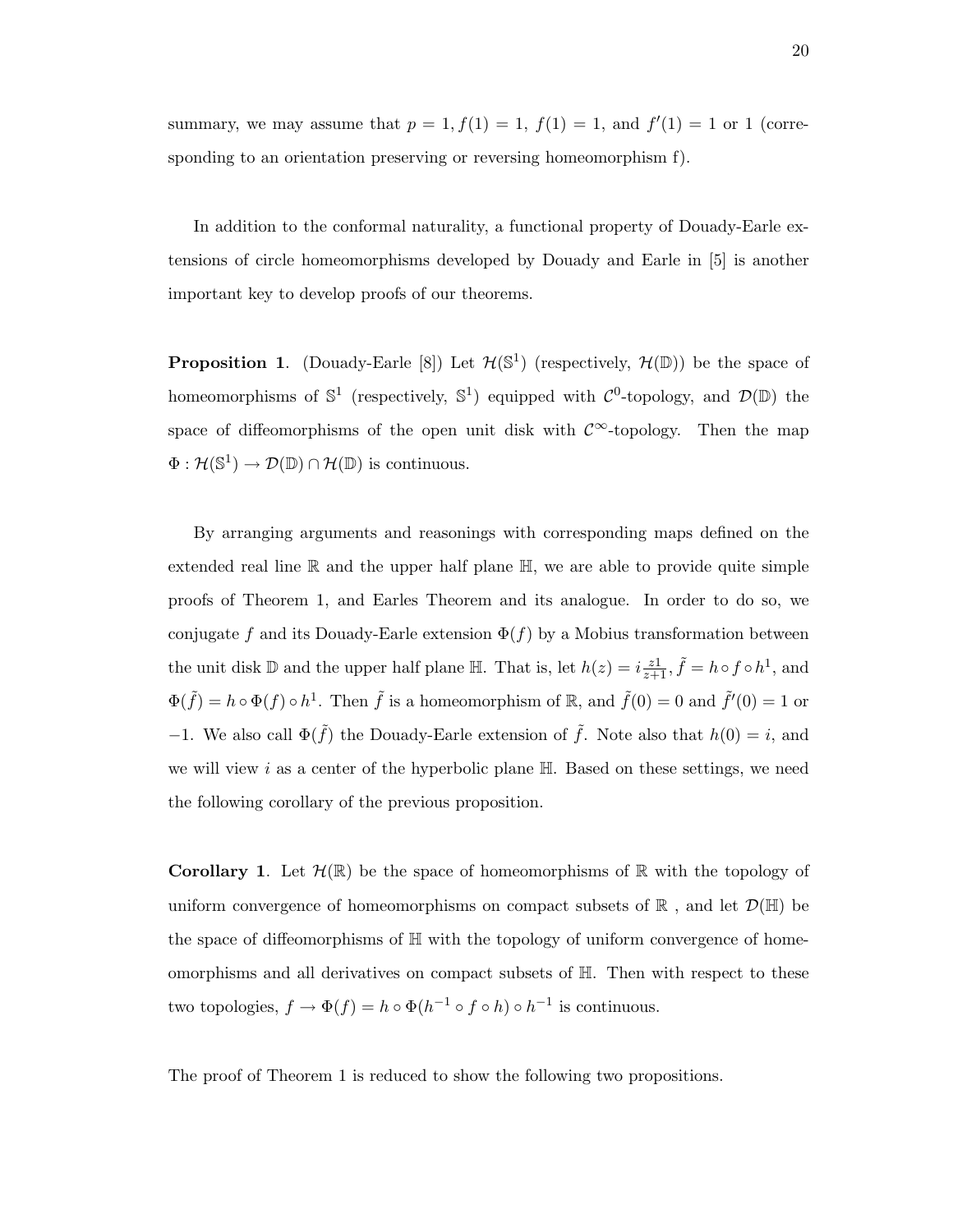summary, we may assume that $p = 1, f(1) = 1,\ f(1) = 1$, and $f'(1) = 1$ or $1$ (corresponding to an orientation preserving or reversing homeomorphism f).

In addition to the conformal naturality, a functional property of Douady-Earle extensions of circle homeomorphisms developed by Douady and Earle in [5] is another important key to develop proofs of our theorems.

**Proposition 1**. (Douady-Earle [8]) Let $\mathcal{H}(\mathbb{S}^1)$ (respectively, $\mathcal{H}(\mathbb{D})$) be the space of homeomorphisms of $\mathbb{S}^1$ (respectively, $\mathbb{S}^1$) equipped with $\mathcal{C}^0$-topology, and $\mathcal{D}(\mathbb{D})$ the space of diffeomorphisms of the open unit disk with $\mathcal{C}^\infty$-topology. Then the map $\Phi : \mathcal{H}(\mathbb{S}^1) \to \mathcal{D}(\mathbb{D}) \cap \mathcal{H}(\mathbb{D})$ is continuous.

By arranging arguments and reasonings with corresponding maps defined on the extended real line $\mathbb{R}$ and the upper half plane $\mathbb{H}$, we are able to provide quite simple proofs of Theorem 1, and Earles Theorem and its analogue. In order to do so, we conjugate $f$ and its Douady-Earle extension $\Phi(f)$ by a Mobius transformation between the unit disk $\mathbb{D}$ and the upper half plane $\mathbb{H}$. That is, let $h(z) = i\frac{z1}{z+1}$, $\tilde{f} = h \circ f \circ h^1$, and $\Phi(\tilde{f}) = h \circ \Phi(f) \circ h^1$. Then $\tilde{f}$ is a homeomorphism of $\mathbb{R}$, and $\tilde{f}(0) = 0$ and $\tilde{f}'(0) = 1$ or $-1$. We also call $\Phi(\tilde{f})$ the Douady-Earle extension of $\tilde{f}$. Note also that $h(0) = i$, and we will view $i$ as a center of the hyperbolic plane $\mathbb{H}$. Based on these settings, we need the following corollary of the previous proposition.

**Corollary 1**. Let $\mathcal{H}(\mathbb{R})$ be the space of homeomorphisms of $\mathbb{R}$ with the topology of uniform convergence of homeomorphisms on compact subsets of $\mathbb{R}$ , and let $\mathcal{D}(\mathbb{H})$ be the space of diffeomorphisms of $\mathbb{H}$ with the topology of uniform convergence of homeomorphisms and all derivatives on compact subsets of $\mathbb{H}$. Then with respect to these two topologies, $f \to \Phi(f) = h \circ \Phi(h^{-1} \circ f \circ h) \circ h^{-1}$ is continuous.

The proof of Theorem 1 is reduced to show the following two propositions.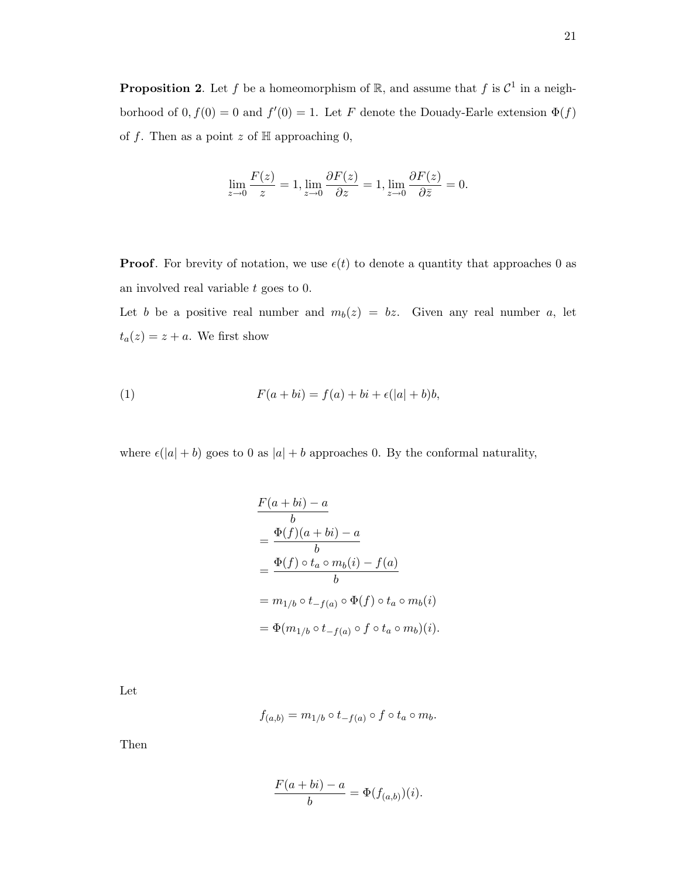**Proposition 2**. Let $f$ be a homeomorphism of $\mathbb{R}$, and assume that $f$ is $\mathcal{C}^1$ in a neighborhood of $0, f(0) = 0$ and $f'(0) = 1$. Let $F$ denote the Douady-Earle extension $\Phi(f)$ of $f$. Then as a point $z$ of $\mathbb{H}$ approaching 0,

$$\lim_{z\to 0} \frac{F(z)}{z} = 1, \lim_{z\to 0} \frac{\partial F(z)}{\partial z} = 1, \lim_{z\to 0} \frac{\partial F(z)}{\partial \bar{z}} = 0.$$

**Proof**. For brevity of notation, we use $\epsilon(t)$ to denote a quantity that approaches 0 as an involved real variable $t$ goes to 0.

Let $b$ be a positive real number and $m_b(z) = bz$. Given any real number $a$, let $t_a(z) = z + a$. We first show

$$F(a + bi) = f(a) + bi + \epsilon(|a| + b)b, \tag{1}$$

where $\epsilon(|a| + b)$ goes to 0 as $|a| + b$ approaches 0. By the conformal naturality,

$$\begin{aligned}
&\frac{F(a + bi) - a}{b} \\
&= \frac{\Phi(f)(a + bi) - a}{b} \\
&= \frac{\Phi(f) \circ t_a \circ m_b(i) - f(a)}{b} \\
&= m_{1/b} \circ t_{-f(a)} \circ \Phi(f) \circ t_a \circ m_b(i) \\
&= \Phi(m_{1/b} \circ t_{-f(a)} \circ f \circ t_a \circ m_b)(i).
\end{aligned}$$

Let

$$f_{(a,b)} = m_{1/b} \circ t_{-f(a)} \circ f \circ t_a \circ m_b.$$

Then

$$\frac{F(a + bi) - a}{b} = \Phi(f_{(a,b)})(i).$$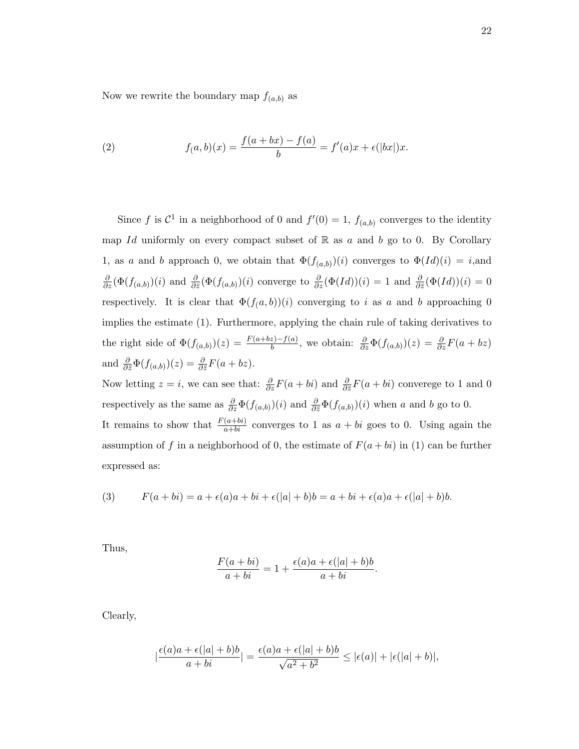Now we rewrite the boundary map $f_{(a,b)}$ as

$$f_(a,b)(x) = \frac{f(a+bx) - f(a)}{b} = f'(a)x + \epsilon(|bx|)x. \tag{2}$$

Since $f$ is $\mathcal{C}^1$ in a neighborhood of 0 and $f'(0) = 1$, $f_{(a,b)}$ converges to the identity map $Id$ uniformly on every compact subset of $\mathbb{R}$ as $a$ and $b$ go to 0. By Corollary 1, as $a$ and $b$ approach 0, we obtain that $\Phi(f_{(a,b)})(i)$ converges to $\Phi(Id)(i) = i$,and $\frac{\partial}{\partial z}(\Phi(f_{(a,b)})(i)$ and $\frac{\partial}{\partial \bar{z}}(\Phi(f_{(a,b)})(i)$ converge to $\frac{\partial}{\partial z}(\Phi(Id))(i) = 1$ and $\frac{\partial}{\partial \bar{z}}(\Phi(Id))(i) = 0$ respectively. It is clear that $\Phi(f_(a,b))(i)$ converging to $i$ as $a$ and $b$ approaching 0 implies the estimate (1). Furthermore, applying the chain rule of taking derivatives to the right side of $\Phi(f_{(a,b)})(z) = \frac{F(a+bz)-f(a)}{b}$, we obtain: $\frac{\partial}{\partial z}\Phi(f_{(a,b)})(z) = \frac{\partial}{\partial z}F(a+bz)$ and $\frac{\partial}{\partial \bar{z}}\Phi(f_{(a,b)})(z) = \frac{\partial}{\partial \bar{z}}F(a+bz)$.
Now letting $z = i$, we can see that: $\frac{\partial}{\partial z}F(a+bi)$ and $\frac{\partial}{\partial \bar{z}}F(a+bi)$ converege to 1 and 0 respectively as the same as $\frac{\partial}{\partial z}\Phi(f_{(a,b)})(i)$ and $\frac{\partial}{\partial \bar{z}}\Phi(f_{(a,b)})(i)$ when $a$ and $b$ go to 0.
It remains to show that $\frac{F(a+bi)}{a+bi}$ converges to 1 as $a+bi$ goes to 0. Using again the assumption of $f$ in a neighborhood of 0, the estimate of $F(a+bi)$ in (1) can be further expressed as:

$$F(a+bi) = a + \epsilon(a)a + bi + \epsilon(|a|+b)b = a + bi + \epsilon(a)a + \epsilon(|a|+b)b. \tag{3}$$

Thus,

$$\frac{F(a+bi)}{a+bi} = 1 + \frac{\epsilon(a)a + \epsilon(|a|+b)b}{a+bi}.$$

Clearly,

$$|\frac{\epsilon(a)a + \epsilon(|a|+b)b}{a+bi}| = \frac{\epsilon(a)a + \epsilon(|a|+b)b}{\sqrt{a^2+b^2}} \leq |\epsilon(a)| + |\epsilon(|a|+b)|,$$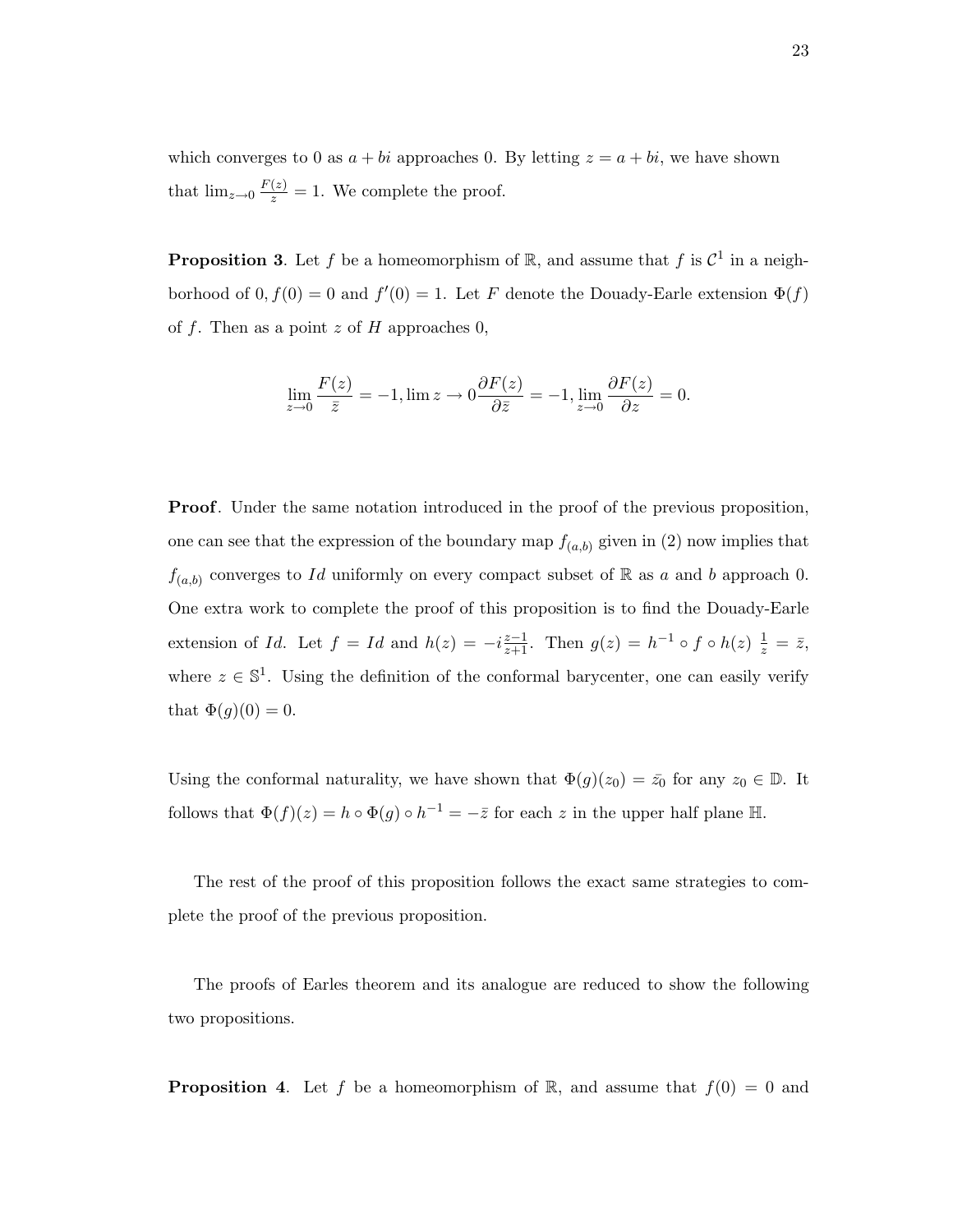which converges to 0 as $a + bi$ approaches 0. By letting $z = a + bi$, we have shown that $\lim_{z\to 0} \frac{F(z)}{z} = 1$. We complete the proof.

**Proposition 3**. Let $f$ be a homeomorphism of $\mathbb{R}$, and assume that $f$ is $\mathcal{C}^1$ in a neighborhood of $0, f(0) = 0$ and $f'(0) = 1$. Let $F$ denote the Douady-Earle extension $\Phi(f)$ of $f$. Then as a point $z$ of $H$ approaches 0,

$$\lim_{z\to 0} \frac{F(z)}{\bar{z}} = -1, \lim z \to 0 \frac{\partial F(z)}{\partial \bar{z}} = -1, \lim_{z\to 0} \frac{\partial F(z)}{\partial z} = 0.$$

**Proof**. Under the same notation introduced in the proof of the previous proposition, one can see that the expression of the boundary map $f_{(a,b)}$ given in (2) now implies that $f_{(a,b)}$ converges to $Id$ uniformly on every compact subset of $\mathbb{R}$ as $a$ and $b$ approach 0. One extra work to complete the proof of this proposition is to find the Douady-Earle extension of $Id$. Let $f = Id$ and $h(z) = -i\frac{z-1}{z+1}$. Then $g(z) = h^{-1} \circ f \circ h(z)\ \frac{1}{z} = \bar{z}$, where $z \in \mathbb{S}^1$. Using the definition of the conformal barycenter, one can easily verify that $\Phi(g)(0) = 0$.

Using the conformal naturality, we have shown that $\Phi(g)(z_0) = \bar{z_0}$ for any $z_0 \in \mathbb{D}$. It follows that $\Phi(f)(z) = h \circ \Phi(g) \circ h^{-1} = -\bar{z}$ for each $z$ in the upper half plane $\mathbb{H}$.

The rest of the proof of this proposition follows the exact same strategies to complete the proof of the previous proposition.

The proofs of Earles theorem and its analogue are reduced to show the following two propositions.

**Proposition 4**. Let $f$ be a homeomorphism of $\mathbb{R}$, and assume that $f(0) = 0$ and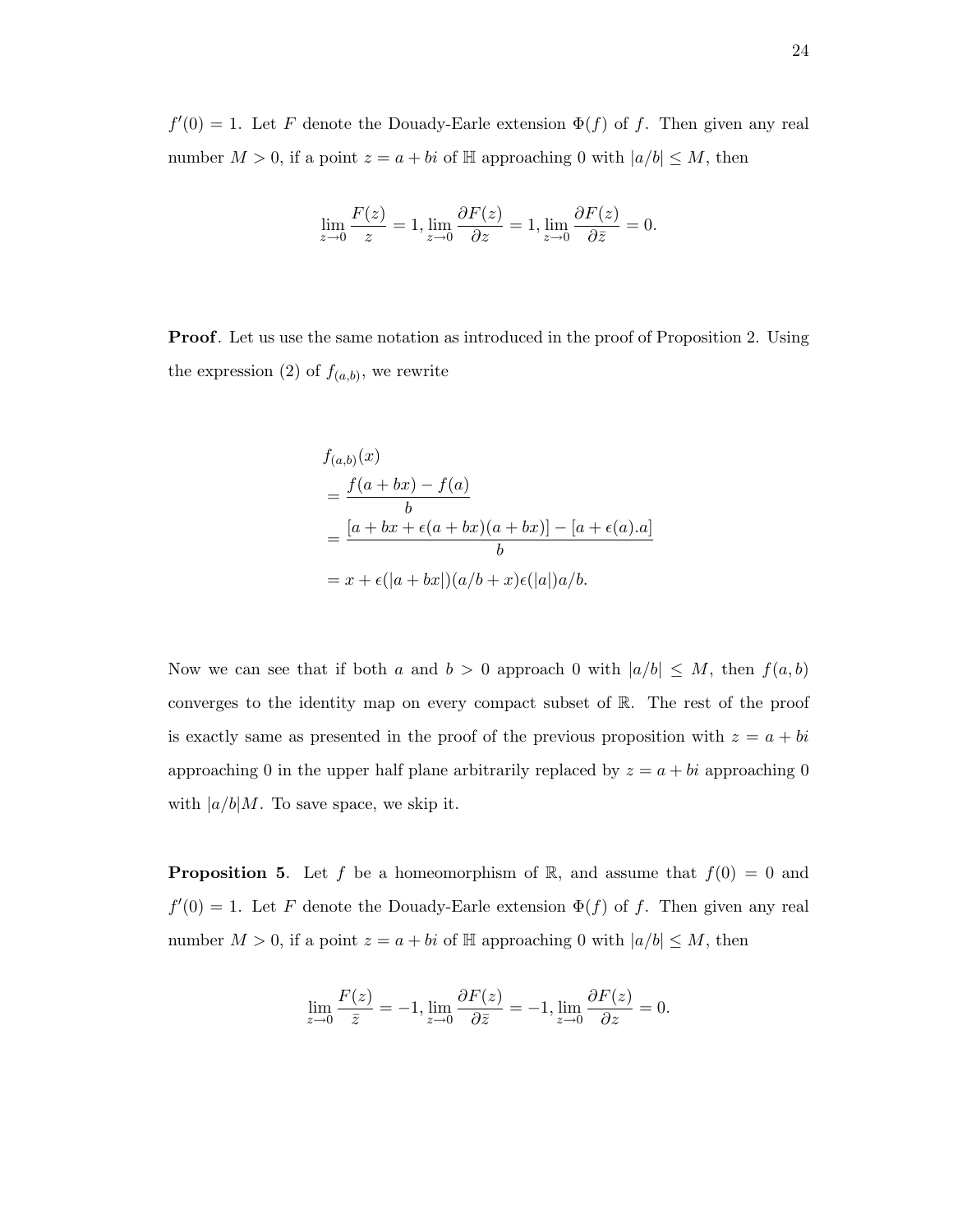$f'(0) = 1$. Let $F$ denote the Douady-Earle extension $\Phi(f)$ of $f$. Then given any real number $M > 0$, if a point $z = a + bi$ of $\mathbb{H}$ approaching 0 with $|a/b| \leq M$, then

$$\lim_{z \to 0} \frac{F(z)}{z} = 1, \lim_{z \to 0} \frac{\partial F(z)}{\partial z} = 1, \lim_{z \to 0} \frac{\partial F(z)}{\partial \bar{z}} = 0.$$

**Proof**. Let us use the same notation as introduced in the proof of Proposition 2. Using the expression (2) of $f_{(a,b)}$, we rewrite

$$
\begin{aligned}
& f_{(a,b)}(x) \\
&= \frac{f(a + bx) - f(a)}{b} \\
&= \frac{[a + bx + \epsilon(a + bx)(a + bx)] - [a + \epsilon(a).a]}{b} \\
&= x + \epsilon(|a + bx|)(a/b + x)\epsilon(|a|)a/b.
\end{aligned}
$$

Now we can see that if both $a$ and $b > 0$ approach 0 with $|a/b| \leq M$, then $f(a, b)$ converges to the identity map on every compact subset of $\mathbb{R}$. The rest of the proof is exactly same as presented in the proof of the previous proposition with $z = a + bi$ approaching 0 in the upper half plane arbitrarily replaced by $z = a + bi$ approaching 0 with $|a/b|M$. To save space, we skip it.

**Proposition 5**. Let $f$ be a homeomorphism of $\mathbb{R}$, and assume that $f(0) = 0$ and $f'(0) = 1$. Let $F$ denote the Douady-Earle extension $\Phi(f)$ of $f$. Then given any real number $M > 0$, if a point $z = a + bi$ of $\mathbb{H}$ approaching 0 with $|a/b| \leq M$, then

$$\lim_{z \to 0} \frac{F(z)}{\bar{z}} = -1, \lim_{z \to 0} \frac{\partial F(z)}{\partial \bar{z}} = -1, \lim_{z \to 0} \frac{\partial F(z)}{\partial z} = 0.$$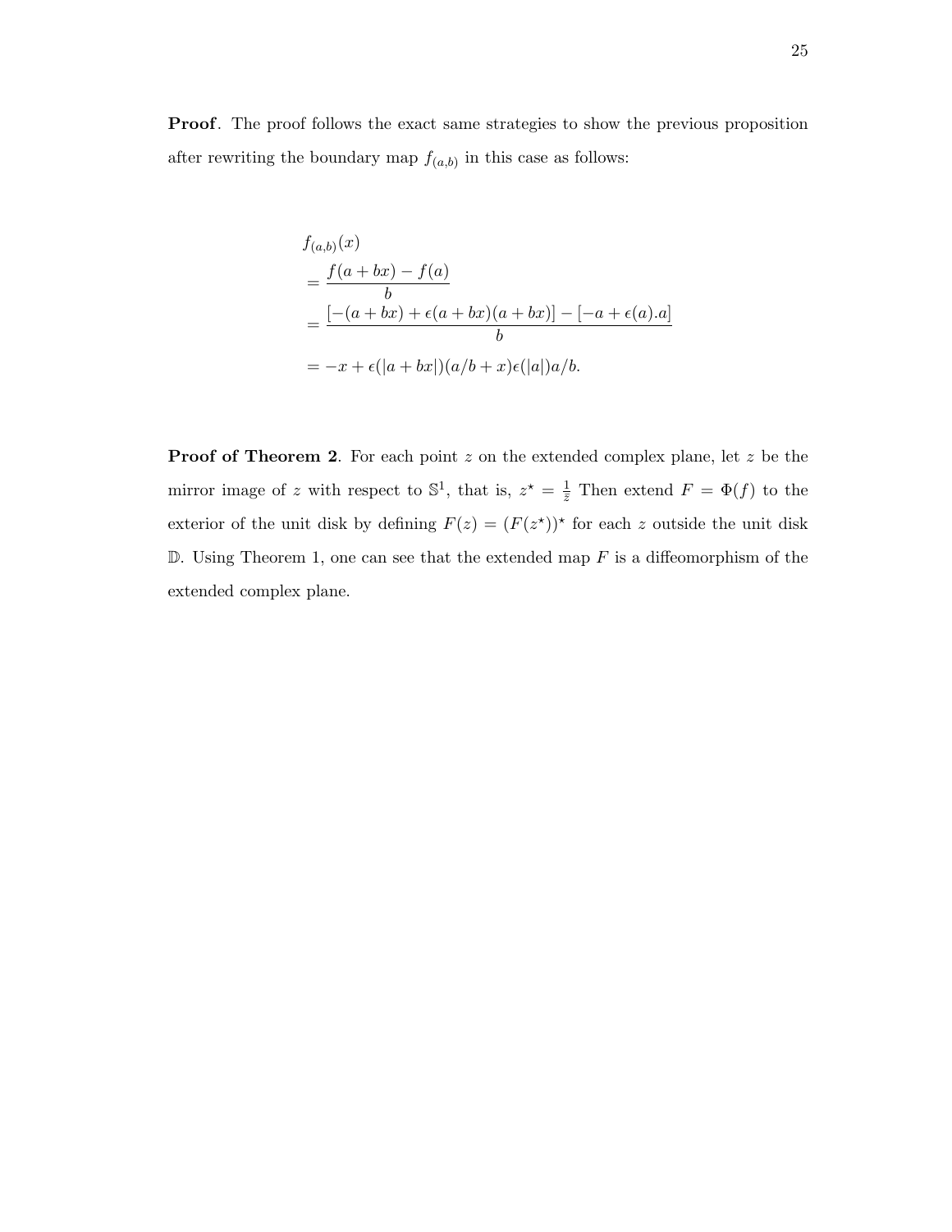**Proof**. The proof follows the exact same strategies to show the previous proposition after rewriting the boundary map $f_{(a,b)}$ in this case as follows:

$$
\begin{aligned}
& f_{(a,b)}(x) \\
&= \frac{f(a+bx) - f(a)}{b} \\
&= \frac{[-(a+bx) + \epsilon(a+bx)(a+bx)] - [-a + \epsilon(a).a]}{b} \\
&= -x + \epsilon(|a+bx|)(a/b + x)\epsilon(|a|)a/b.
\end{aligned}
$$

**Proof of Theorem 2**. For each point $z$ on the extended complex plane, let $z$ be the mirror image of $z$ with respect to $\mathbb{S}^1$, that is, $z^\star = \frac{1}{\bar{z}}$ Then extend $F = \Phi(f)$ to the exterior of the unit disk by defining $F(z) = (F(z^\star))^\star$ for each $z$ outside the unit disk $\mathbb{D}$. Using Theorem 1, one can see that the extended map $F$ is a diffeomorphism of the extended complex plane.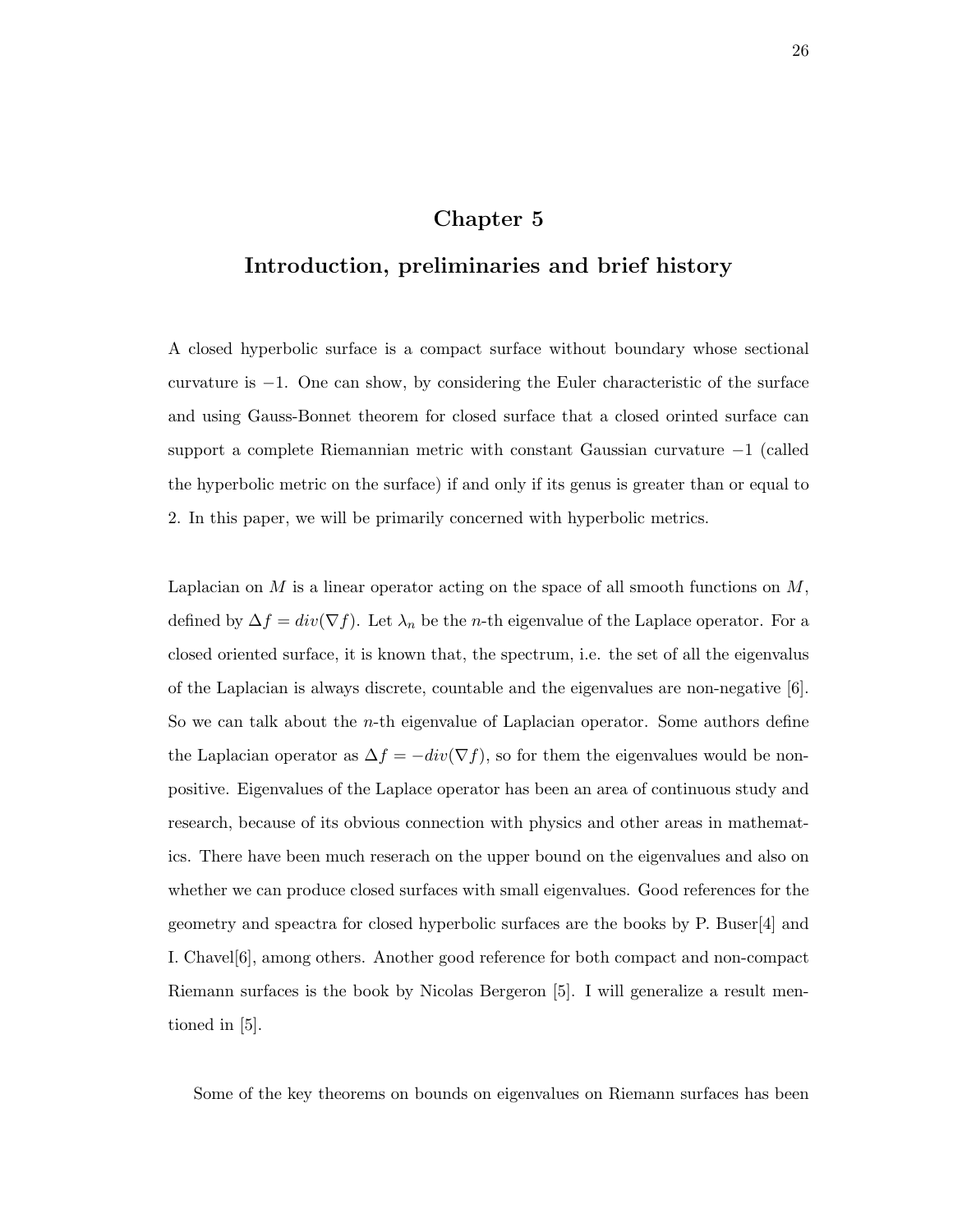# Chapter 5

# Introduction, preliminaries and brief history

A closed hyperbolic surface is a compact surface without boundary whose sectional curvature is $-1$. One can show, by considering the Euler characteristic of the surface and using Gauss-Bonnet theorem for closed surface that a closed orinted surface can support a complete Riemannian metric with constant Gaussian curvature $-1$ (called the hyperbolic metric on the surface) if and only if its genus is greater than or equal to 2. In this paper, we will be primarily concerned with hyperbolic metrics.

Laplacian on $M$ is a linear operator acting on the space of all smooth functions on $M$, defined by $\Delta f = div(\nabla f)$. Let $\lambda_n$ be the $n$-th eigenvalue of the Laplace operator. For a closed oriented surface, it is known that, the spectrum, i.e. the set of all the eigenvalus of the Laplacian is always discrete, countable and the eigenvalues are non-negative [6]. So we can talk about the $n$-th eigenvalue of Laplacian operator. Some authors define the Laplacian operator as $\Delta f = -div(\nabla f)$, so for them the eigenvalues would be non-positive. Eigenvalues of the Laplace operator has been an area of continuous study and research, because of its obvious connection with physics and other areas in mathematics. There have been much reserach on the upper bound on the eigenvalues and also on whether we can produce closed surfaces with small eigenvalues. Good references for the geometry and speactra for closed hyperbolic surfaces are the books by P. Buser[4] and I. Chavel[6], among others. Another good reference for both compact and non-compact Riemann surfaces is the book by Nicolas Bergeron [5]. I will generalize a result mentioned in [5].

Some of the key theorems on bounds on eigenvalues on Riemann surfaces has been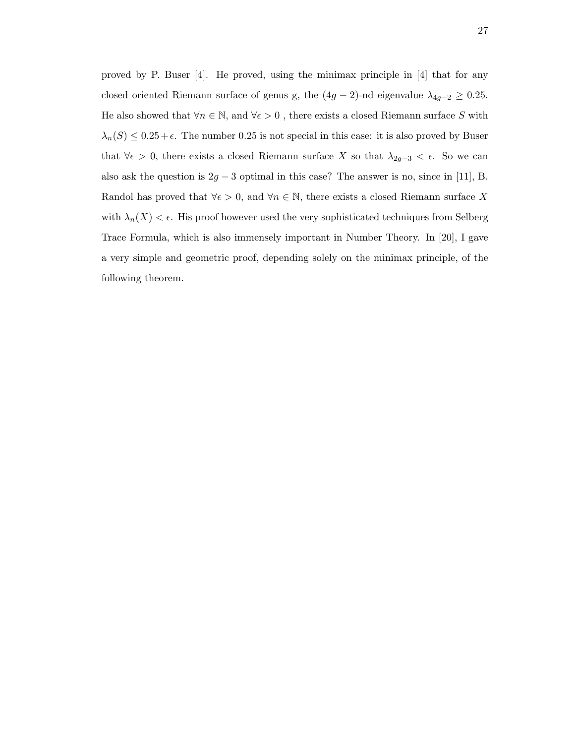proved by P. Buser [4]. He proved, using the minimax principle in [4] that for any closed oriented Riemann surface of genus g, the $(4g-2)$-nd eigenvalue $\lambda_{4g-2} \geq 0.25$. He also showed that $\forall n \in \mathbb{N}$, and $\forall \epsilon > 0$ , there exists a closed Riemann surface $S$ with $\lambda_n(S) \leq 0.25+\epsilon$. The number 0.25 is not special in this case: it is also proved by Buser that $\forall \epsilon > 0$, there exists a closed Riemann surface $X$ so that $\lambda_{2g-3} < \epsilon$. So we can also ask the question is $2g-3$ optimal in this case? The answer is no, since in [11], B. Randol has proved that $\forall \epsilon > 0$, and $\forall n \in \mathbb{N}$, there exists a closed Riemann surface $X$ with $\lambda_n(X) < \epsilon$. His proof however used the very sophisticated techniques from Selberg Trace Formula, which is also immensely important in Number Theory. In [20], I gave a very simple and geometric proof, depending solely on the minimax principle, of the following theorem.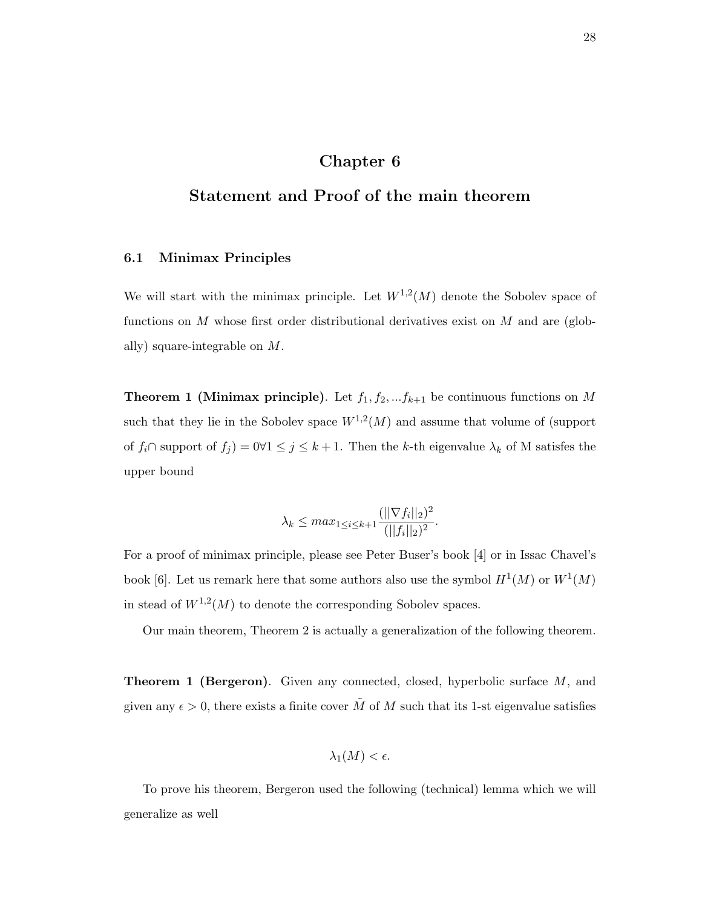# Chapter 6

# Statement and Proof of the main theorem

## 6.1 Minimax Principles

We will start with the minimax principle. Let $W^{1,2}(M)$ denote the Sobolev space of functions on $M$ whose first order distributional derivatives exist on $M$ and are (globally) square-integrable on $M$.

**Theorem 1 (Minimax principle)**. Let $f_1, f_2, ...f_{k+1}$ be continuous functions on $M$ such that they lie in the Sobolev space $W^{1,2}(M)$ and assume that volume of (support of $f_i \cap$ support of $f_j$) $= 0 \forall 1 \leq j \leq k+1$. Then the $k$-th eigenvalue $\lambda_k$ of M satisfes the upper bound

$$\lambda_k \leq max_{1 \leq i \leq k+1} \frac{(||\nabla f_i||_2)^2}{(||f_i||_2)^2}.$$

For a proof of minimax principle, please see Peter Buser's book [4] or in Issac Chavel's book [6]. Let us remark here that some authors also use the symbol $H^1(M)$ or $W^1(M)$ in stead of $W^{1,2}(M)$ to denote the corresponding Sobolev spaces.

Our main theorem, Theorem 2 is actually a generalization of the following theorem.

**Theorem 1 (Bergeron)**. Given any connected, closed, hyperbolic surface $M$, and given any $\epsilon > 0$, there exists a finite cover $\tilde{M}$ of $M$ such that its 1-st eigenvalue satisfies

$$\lambda_1(M) < \epsilon.$$

To prove his theorem, Bergeron used the following (technical) lemma which we will generalize as well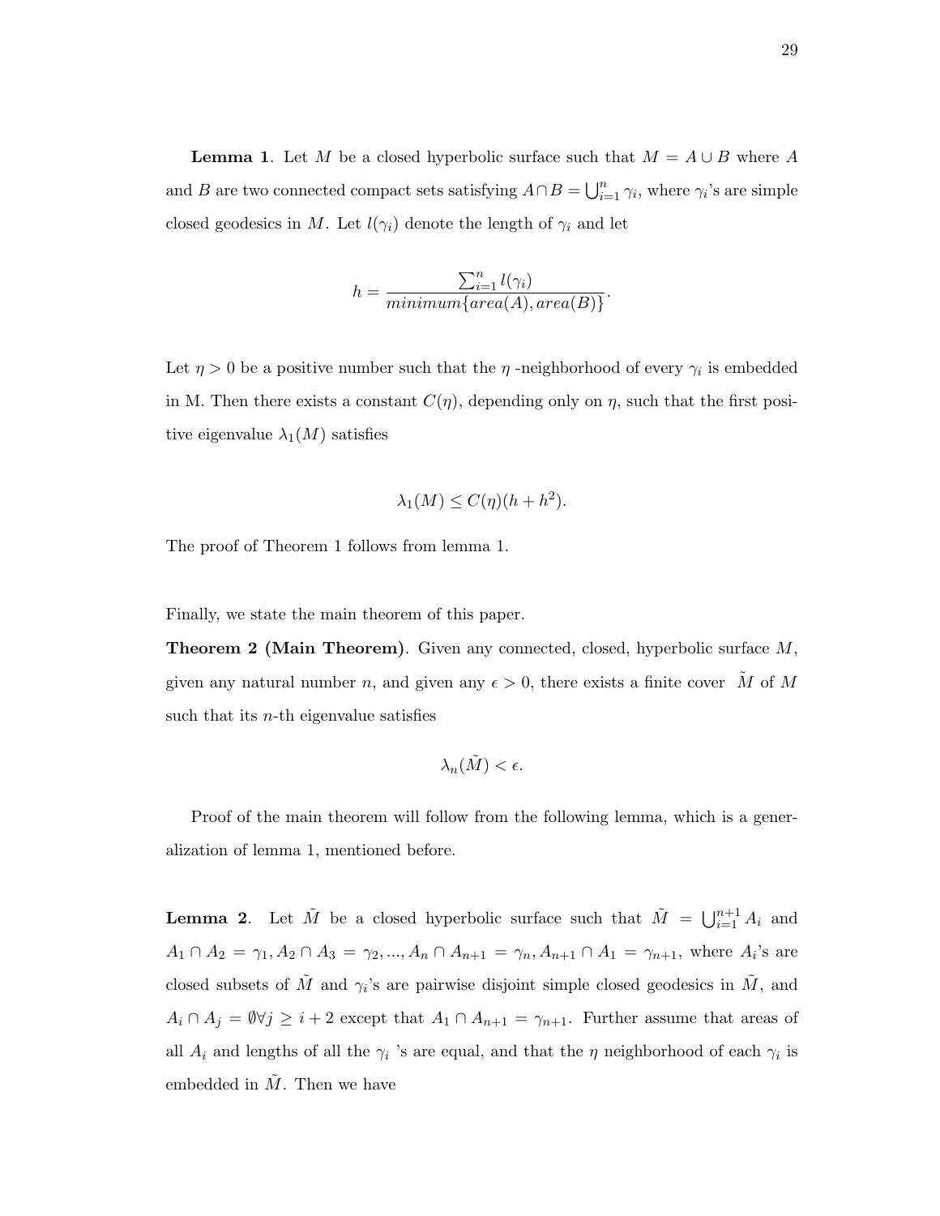**Lemma 1**. Let $M$ be a closed hyperbolic surface such that $M = A \cup B$ where $A$ and $B$ are two connected compact sets satisfying $A \cap B = \bigcup_{i=1}^{n} \gamma_i$, where $\gamma_i$'s are simple closed geodesics in $M$. Let $l(\gamma_i)$ denote the length of $\gamma_i$ and let

$$h = \frac{\sum_{i=1}^{n} l(\gamma_i)}{minimum\{area(A), area(B)\}}.$$

Let $\eta > 0$ be a positive number such that the $\eta$ -neighborhood of every $\gamma_i$ is embedded in M. Then there exists a constant $C(\eta)$, depending only on $\eta$, such that the first positive eigenvalue $\lambda_1(M)$ satisfies

$$\lambda_1(M) \leq C(\eta)(h + h^2).$$

The proof of Theorem 1 follows from lemma 1.

Finally, we state the main theorem of this paper.

**Theorem 2 (Main Theorem)**. Given any connected, closed, hyperbolic surface $M$, given any natural number $n$, and given any $\epsilon > 0$, there exists a finite cover $\tilde{M}$ of $M$ such that its $n$-th eigenvalue satisfies

$$\lambda_n(\tilde{M}) < \epsilon.$$

Proof of the main theorem will follow from the following lemma, which is a generalization of lemma 1, mentioned before.

**Lemma 2**. Let $\tilde{M}$ be a closed hyperbolic surface such that $\tilde{M} = \bigcup_{i=1}^{n+1} A_i$ and $A_1 \cap A_2 = \gamma_1, A_2 \cap A_3 = \gamma_2, ..., A_n \cap A_{n+1} = \gamma_n, A_{n+1} \cap A_1 = \gamma_{n+1}$, where $A_i$'s are closed subsets of $\tilde{M}$ and $\gamma_i$'s are pairwise disjoint simple closed geodesics in $\tilde{M}$, and $A_i \cap A_j = \emptyset \forall j \geq i + 2$ except that $A_1 \cap A_{n+1} = \gamma_{n+1}$. Further assume that areas of all $A_i$ and lengths of all the $\gamma_i$ 's are equal, and that the $\eta$ neighborhood of each $\gamma_i$ is embedded in $\tilde{M}$. Then we have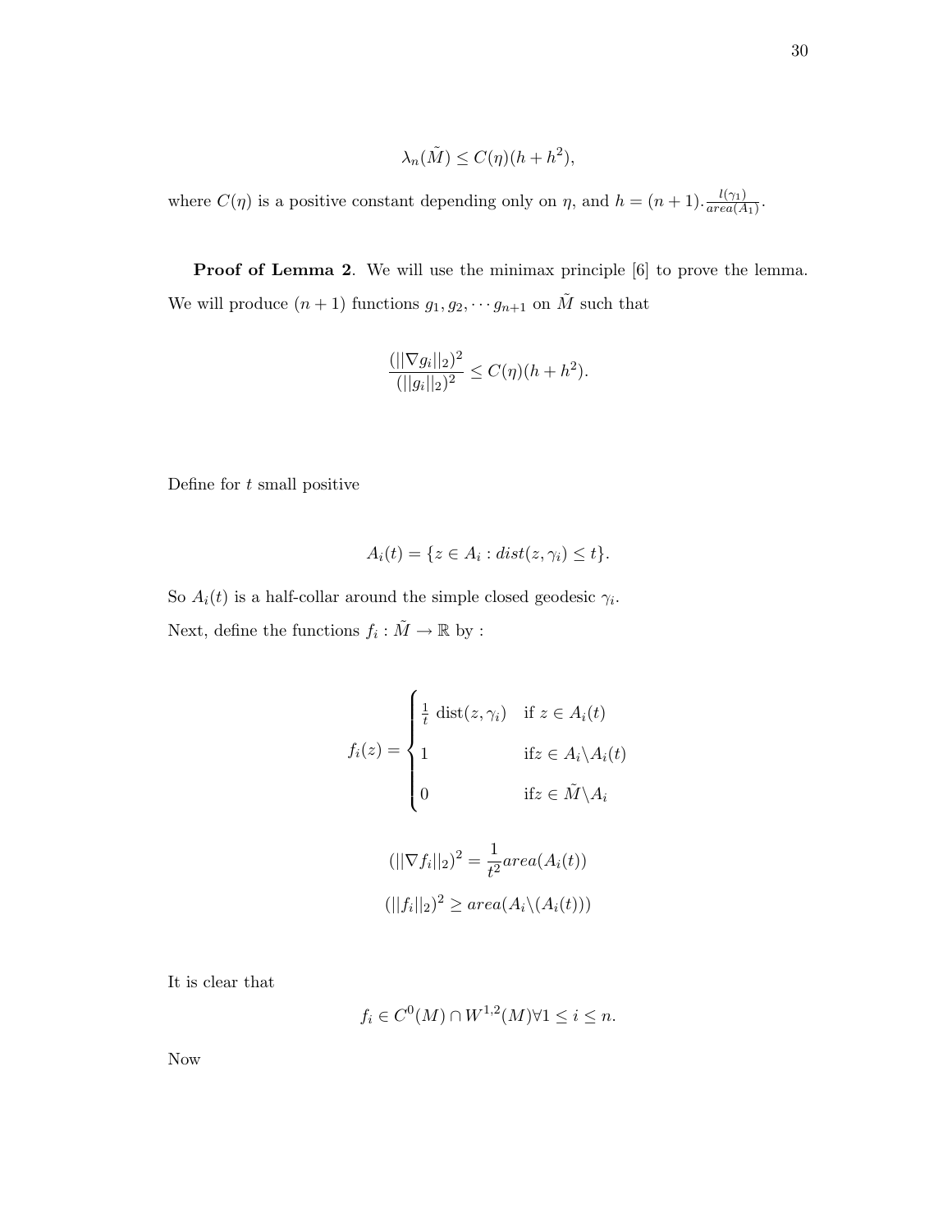$$\lambda_n(\tilde{M}) \leq C(\eta)(h + h^2),$$

where $C(\eta)$ is a positive constant depending only on $\eta$, and $h = (n+1).\frac{l(\gamma_1)}{area(A_1)}$.

**Proof of Lemma 2**. We will use the minimax principle [6] to prove the lemma. We will produce $(n+1)$ functions $g_1, g_2, \cdots g_{n+1}$ on $\tilde{M}$ such that

$$\frac{(||\nabla g_i||_2)^2}{(||g_i||_2)^2} \leq C(\eta)(h + h^2).$$

Define for $t$ small positive

$$A_i(t) = \{z \in A_i : dist(z, \gamma_i) \leq t\}.$$

So $A_i(t)$ is a half-collar around the simple closed geodesic $\gamma_i$.

Next, define the functions $f_i : \tilde{M} \to \mathbb{R}$ by :

$$f_i(z) = \begin{cases} \frac{1}{t}\ \text{dist}(z, \gamma_i) & \text{if } z \in A_i(t) \\ 1 & \text{if} z \in A_i \backslash A_i(t) \\ 0 & \text{if} z \in \tilde{M} \backslash A_i \end{cases}$$

$$(||\nabla f_i||_2)^2 = \frac{1}{t^2} area(A_i(t))$$

$$(||f_i||_2)^2 \geq area(A_i \backslash (A_i(t)))$$

It is clear that

$$f_i \in C^0(M) \cap W^{1,2}(M) \forall 1 \leq i \leq n.$$

Now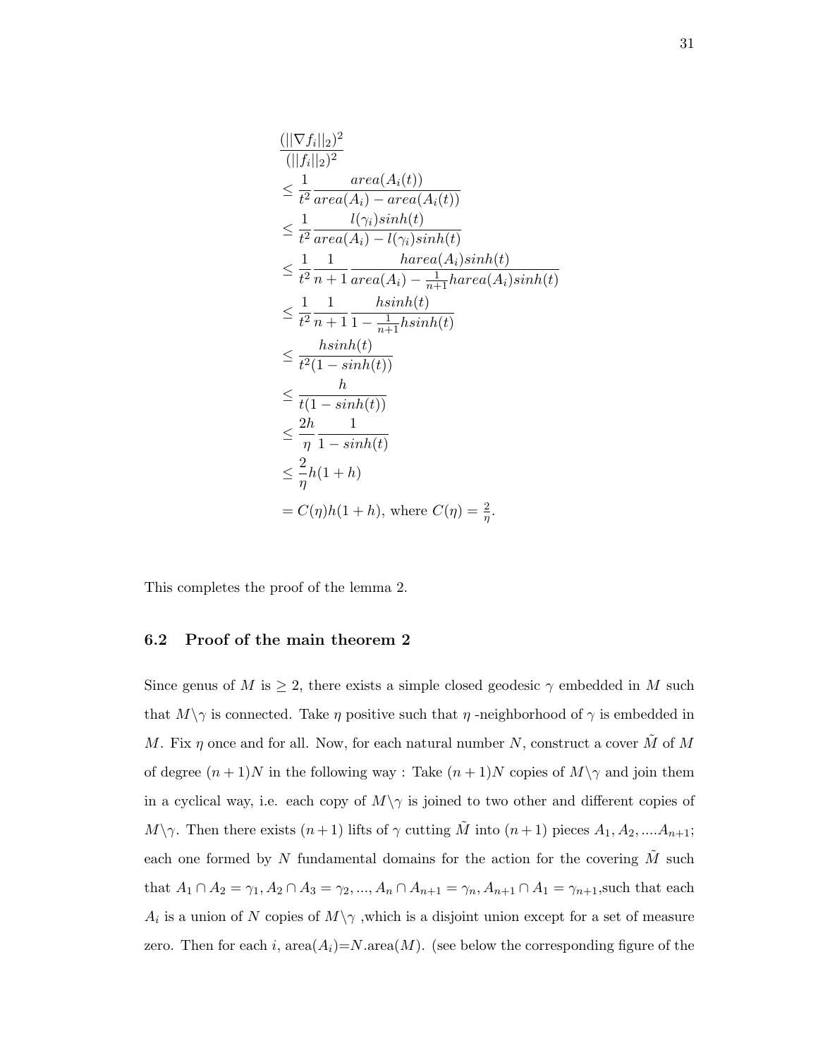$$
\begin{aligned}
&\frac{(||\nabla f_i||_2)^2}{(||f_i||_2)^2} \\
&\leq \frac{1}{t^2}\frac{area(A_i(t))}{area(A_i) - area(A_i(t))} \\
&\leq \frac{1}{t^2}\frac{l(\gamma_i)sinh(t)}{area(A_i) - l(\gamma_i)sinh(t)} \\
&\leq \frac{1}{t^2}\frac{1}{n+1}\frac{harea(A_i)sinh(t)}{area(A_i) - \frac{1}{n+1}harea(A_i)sinh(t)} \\
&\leq \frac{1}{t^2}\frac{1}{n+1}\frac{hsinh(t)}{1 - \frac{1}{n+1}hsinh(t)} \\
&\leq \frac{hsinh(t)}{t^2(1 - sinh(t))} \\
&\leq \frac{h}{t(1 - sinh(t))} \\
&\leq \frac{2h}{\eta}\frac{1}{1 - sinh(t)} \\
&\leq \frac{2}{\eta}h(1+h) \\
&= C(\eta)h(1+h), \text{ where } C(\eta) = \tfrac{2}{\eta}.
\end{aligned}
$$

This completes the proof of the lemma 2.

### 6.2 Proof of the main theorem 2

Since genus of $M$ is $\geq 2$, there exists a simple closed geodesic $\gamma$ embedded in $M$ such that $M \backslash \gamma$ is connected. Take $\eta$ positive such that $\eta$ -neighborhood of $\gamma$ is embedded in $M$. Fix $\eta$ once and for all. Now, for each natural number $N$, construct a cover $\tilde{M}$ of $M$ of degree $(n+1)N$ in the following way : Take $(n+1)N$ copies of $M \backslash \gamma$ and join them in a cyclical way, i.e. each copy of $M \backslash \gamma$ is joined to two other and different copies of $M \backslash \gamma$. Then there exists $(n+1)$ lifts of $\gamma$ cutting $\tilde{M}$ into $(n+1)$ pieces $A_1, A_2, ....A_{n+1}$; each one formed by $N$ fundamental domains for the action for the covering $\tilde{M}$ such that $A_1 \cap A_2 = \gamma_1, A_2 \cap A_3 = \gamma_2, ..., A_n \cap A_{n+1} = \gamma_n, A_{n+1} \cap A_1 = \gamma_{n+1}$,such that each $A_i$ is a union of $N$ copies of $M \backslash \gamma$ ,which is a disjoint union except for a set of measure zero. Then for each $i$, area($A_i$)=$N$.area($M$). (see below the corresponding figure of the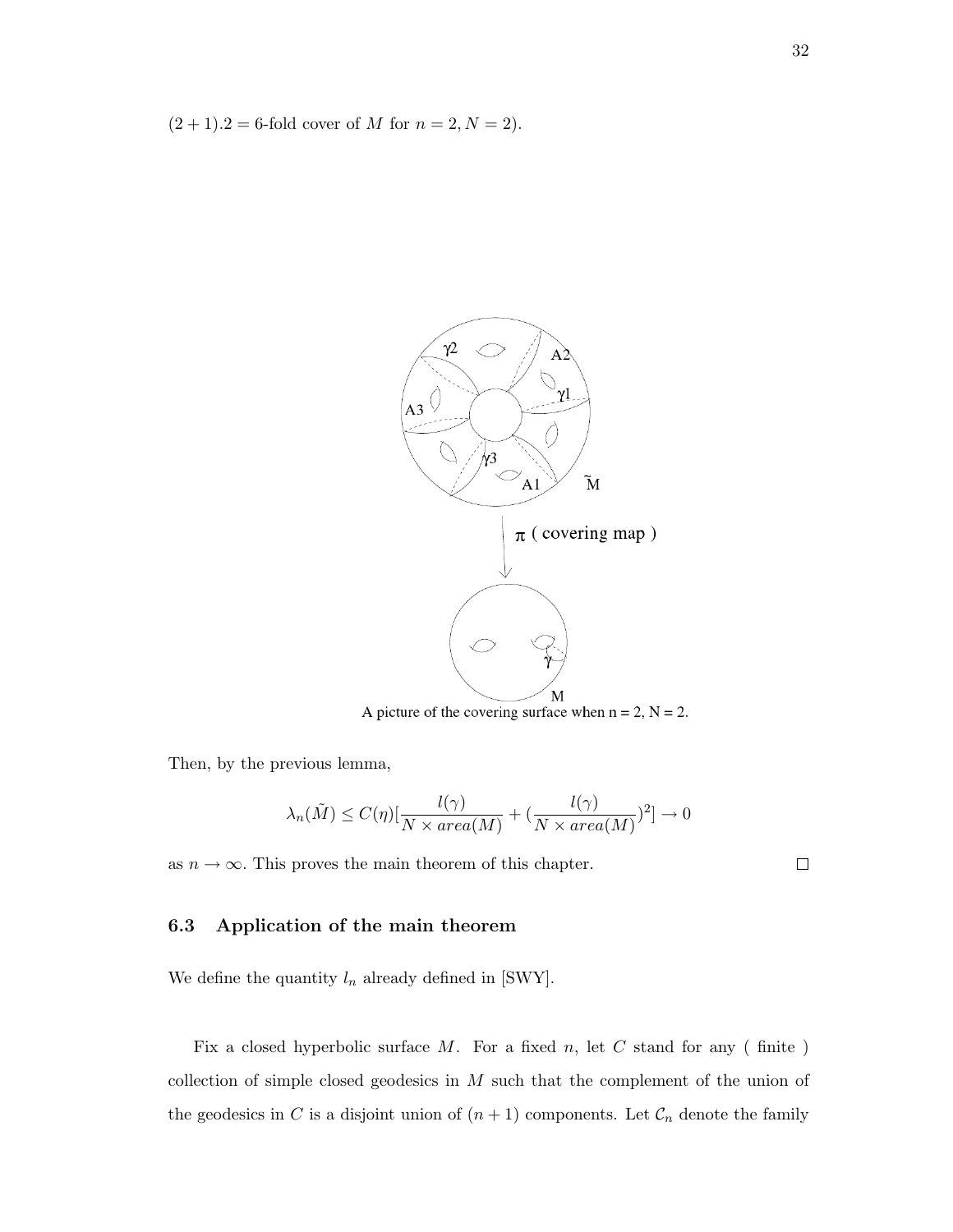$(2 + 1).2 = 6$-fold cover of $M$ for $n = 2, N = 2$).

A picture of the covering surface when n = 2, N = 2.

Then, by the previous lemma,

$$\lambda_n(\tilde{M}) \leq C(\eta)[\frac{l(\gamma)}{N \times area(M)} + (\frac{l(\gamma)}{N \times area(M)})^2] \to 0$$

as $n \to \infty$. This proves the main theorem of this chapter. $\square$

### 6.3 Application of the main theorem

We define the quantity $l_n$ already defined in [SWY].

Fix a closed hyperbolic surface $M$. For a fixed $n$, let $C$ stand for any ( finite ) collection of simple closed geodesics in $M$ such that the complement of the union of the geodesics in $C$ is a disjoint union of $(n + 1)$ components. Let $\mathcal{C}_n$ denote the family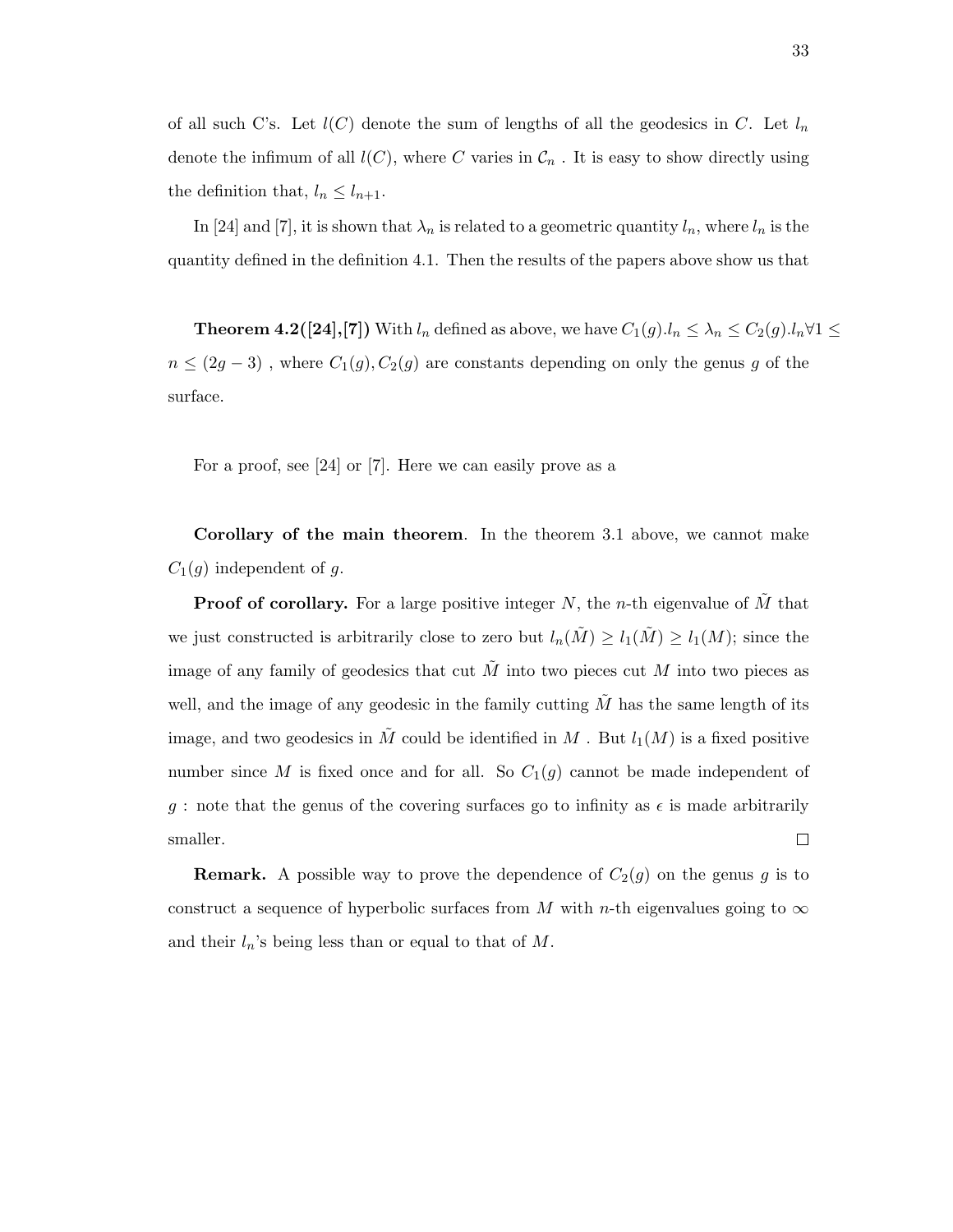of all such C's. Let $l(C)$ denote the sum of lengths of all the geodesics in $C$. Let $l_n$ denote the infimum of all $l(C)$, where $C$ varies in $\mathcal{C}_n$ . It is easy to show directly using the definition that, $l_n \leq l_{n+1}$.

In [24] and [7], it is shown that $\lambda_n$ is related to a geometric quantity $l_n$, where $l_n$ is the quantity defined in the definition 4.1. Then the results of the papers above show us that

**Theorem 4.2([24],[7])** With $l_n$ defined as above, we have $C_1(g).l_n \leq \lambda_n \leq C_2(g).l_n \forall 1 \leq n \leq (2g-3)$ , where $C_1(g), C_2(g)$ are constants depending on only the genus $g$ of the surface.

For a proof, see [24] or [7]. Here we can easily prove as a

**Corollary of the main theorem**. In the theorem 3.1 above, we cannot make $C_1(g)$ independent of $g$.

**Proof of corollary.** For a large positive integer $N$, the $n$-th eigenvalue of $\tilde{M}$ that we just constructed is arbitrarily close to zero but $l_n(\tilde{M}) \geq l_1(\tilde{M}) \geq l_1(M)$; since the image of any family of geodesics that cut $\tilde{M}$ into two pieces cut $M$ into two pieces as well, and the image of any geodesic in the family cutting $\tilde{M}$ has the same length of its image, and two geodesics in $\tilde{M}$ could be identified in $M$ . But $l_1(M)$ is a fixed positive number since $M$ is fixed once and for all. So $C_1(g)$ cannot be made independent of $g$ : note that the genus of the covering surfaces go to infinity as $\epsilon$ is made arbitrarily smaller. □

**Remark.** A possible way to prove the dependence of $C_2(g)$ on the genus $g$ is to construct a sequence of hyperbolic surfaces from $M$ with $n$-th eigenvalues going to $\infty$ and their $l_n$'s being less than or equal to that of $M$.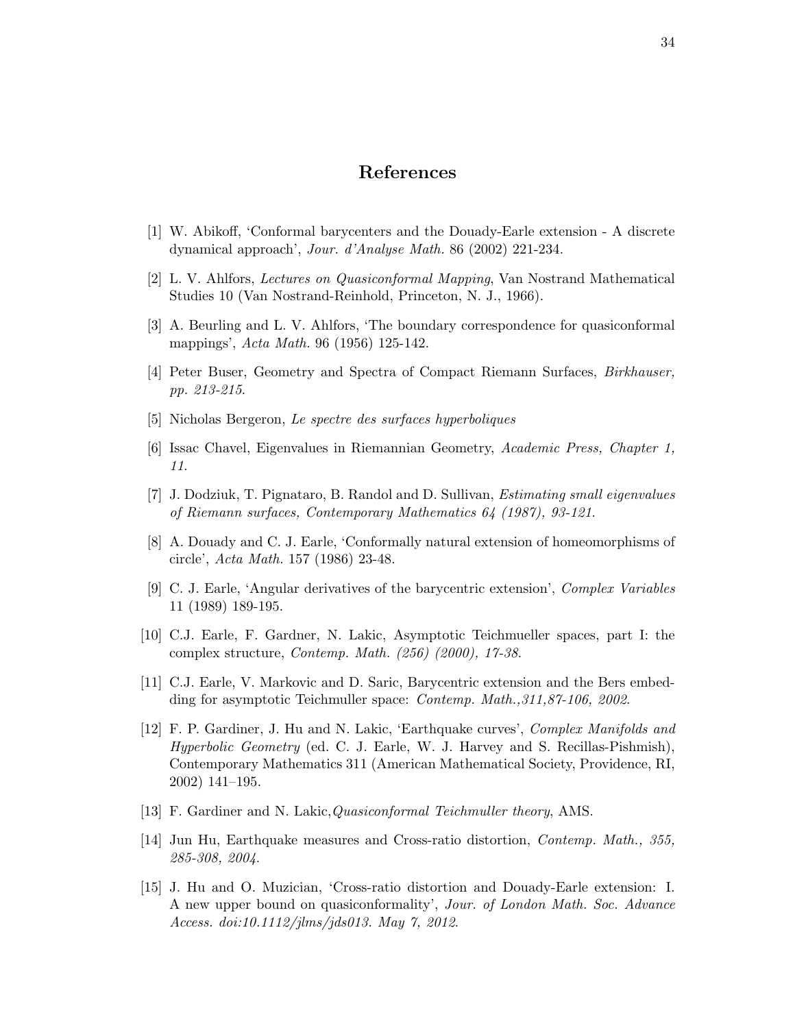# References

[1] W. Abikoff, 'Conformal barycenters and the Douady-Earle extension - A discrete dynamical approach', *Jour. d'Analyse Math.* 86 (2002) 221-234.

[2] L. V. Ahlfors, *Lectures on Quasiconformal Mapping*, Van Nostrand Mathematical Studies 10 (Van Nostrand-Reinhold, Princeton, N. J., 1966).

[3] A. Beurling and L. V. Ahlfors, 'The boundary correspondence for quasiconformal mappings', *Acta Math.* 96 (1956) 125-142.

[4] Peter Buser, Geometry and Spectra of Compact Riemann Surfaces, *Birkhauser, pp. 213-215.*

[5] Nicholas Bergeron, *Le spectre des surfaces hyperboliques*

[6] Issac Chavel, Eigenvalues in Riemannian Geometry, *Academic Press, Chapter 1, 11.*

[7] J. Dodziuk, T. Pignataro, B. Randol and D. Sullivan, *Estimating small eigenvalues of Riemann surfaces, Contemporary Mathematics 64 (1987), 93-121.*

[8] A. Douady and C. J. Earle, 'Conformally natural extension of homeomorphisms of circle', *Acta Math.* 157 (1986) 23-48.

[9] C. J. Earle, 'Angular derivatives of the barycentric extension', *Complex Variables* 11 (1989) 189-195.

[10] C.J. Earle, F. Gardner, N. Lakic, Asymptotic Teichmueller spaces, part I: the complex structure, *Contemp. Math. (256) (2000), 17-38.*

[11] C.J. Earle, V. Markovic and D. Saric, Barycentric extension and the Bers embedding for asymptotic Teichmuller space: *Contemp. Math.,311,87-106, 2002.*

[12] F. P. Gardiner, J. Hu and N. Lakic, 'Earthquake curves', *Complex Manifolds and Hyperbolic Geometry* (ed. C. J. Earle, W. J. Harvey and S. Recillas-Pishmish), Contemporary Mathematics 311 (American Mathematical Society, Providence, RI, 2002) 141–195.

[13] F. Gardiner and N. Lakic,*Quasiconformal Teichmuller theory*, AMS.

[14] Jun Hu, Earthquake measures and Cross-ratio distortion, *Contemp. Math., 355, 285-308, 2004.*

[15] J. Hu and O. Muzician, 'Cross-ratio distortion and Douady-Earle extension: I. A new upper bound on quasiconformality', *Jour. of London Math. Soc. Advance Access. doi:10.1112/jlms/jds013. May 7, 2012.*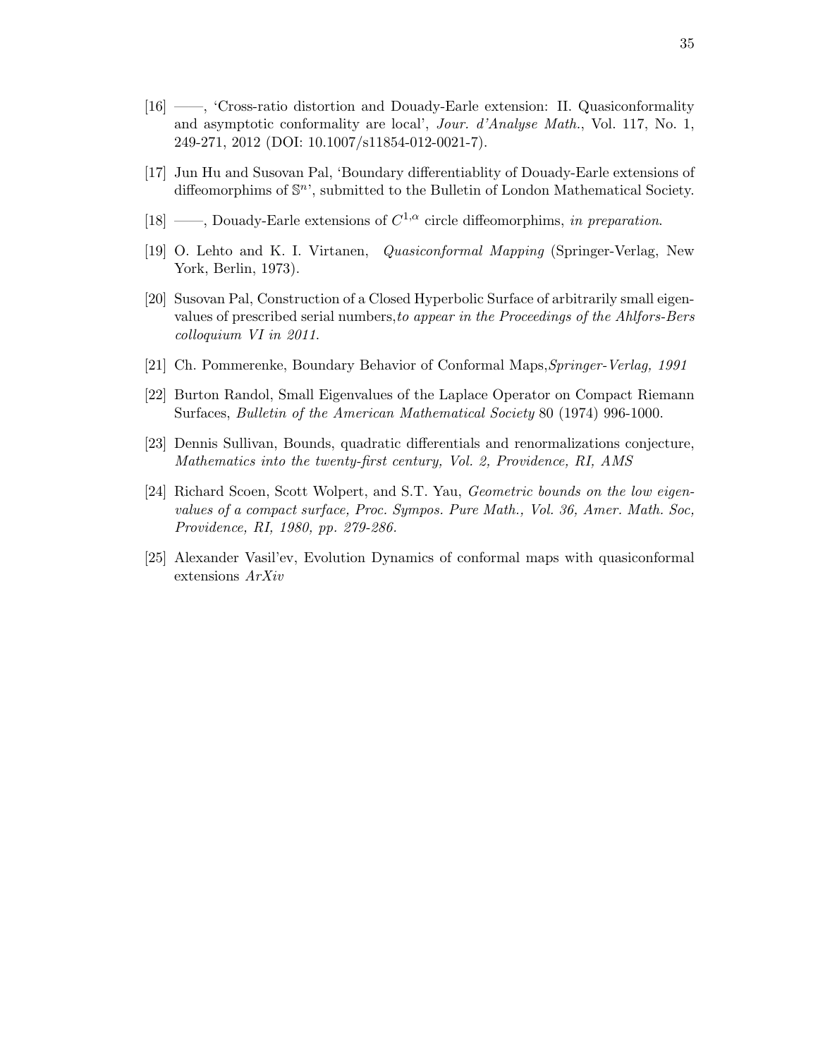[16] ——, 'Cross-ratio distortion and Douady-Earle extension: II. Quasiconformality and asymptotic conformality are local', *Jour. d'Analyse Math.*, Vol. 117, No. 1, 249-271, 2012 (DOI: 10.1007/s11854-012-0021-7).

[17] Jun Hu and Susovan Pal, 'Boundary differentiablity of Douady-Earle extensions of diffeomorphims of $\mathbb{S}^n$', submitted to the Bulletin of London Mathematical Society.

[18] ——, Douady-Earle extensions of $C^{1,\alpha}$ circle diffeomorphims, *in preparation*.

[19] O. Lehto and K. I. Virtanen, *Quasiconformal Mapping* (Springer-Verlag, New York, Berlin, 1973).

[20] Susovan Pal, Construction of a Closed Hyperbolic Surface of arbitrarily small eigenvalues of prescribed serial numbers,*to appear in the Proceedings of the Ahlfors-Bers colloquium VI in 2011.*

[21] Ch. Pommerenke, Boundary Behavior of Conformal Maps,*Springer-Verlag, 1991*

[22] Burton Randol, Small Eigenvalues of the Laplace Operator on Compact Riemann Surfaces, *Bulletin of the American Mathematical Society* 80 (1974) 996-1000.

[23] Dennis Sullivan, Bounds, quadratic differentials and renormalizations conjecture, *Mathematics into the twenty-first century, Vol. 2, Providence, RI, AMS*

[24] Richard Scoen, Scott Wolpert, and S.T. Yau, *Geometric bounds on the low eigenvalues of a compact surface, Proc. Sympos. Pure Math., Vol. 36, Amer. Math. Soc, Providence, RI, 1980, pp. 279-286.*

[25] Alexander Vasil'ev, Evolution Dynamics of conformal maps with quasiconformal extensions *ArXiv*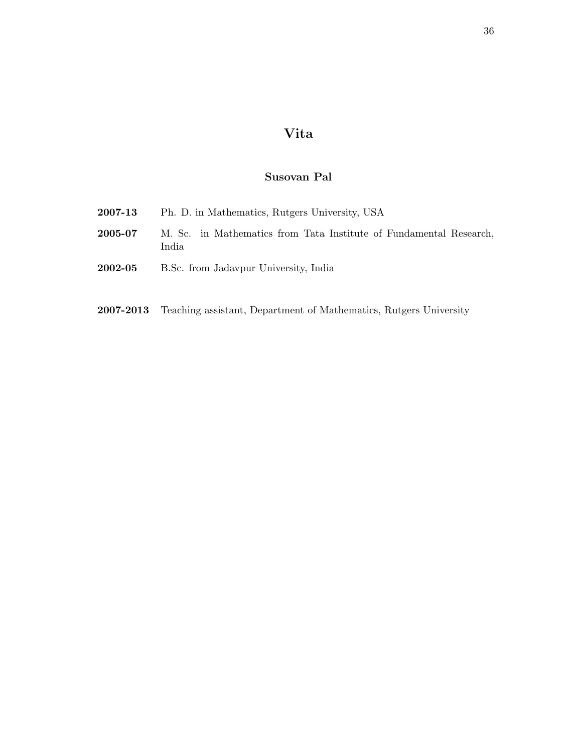# Vita

## Susovan Pal

**2007-13** Ph. D. in Mathematics, Rutgers University, USA

**2005-07** M. Sc. in Mathematics from Tata Institute of Fundamental Research, India

**2002-05** B.Sc. from Jadavpur University, India

**2007-2013** Teaching assistant, Department of Mathematics, Rutgers University